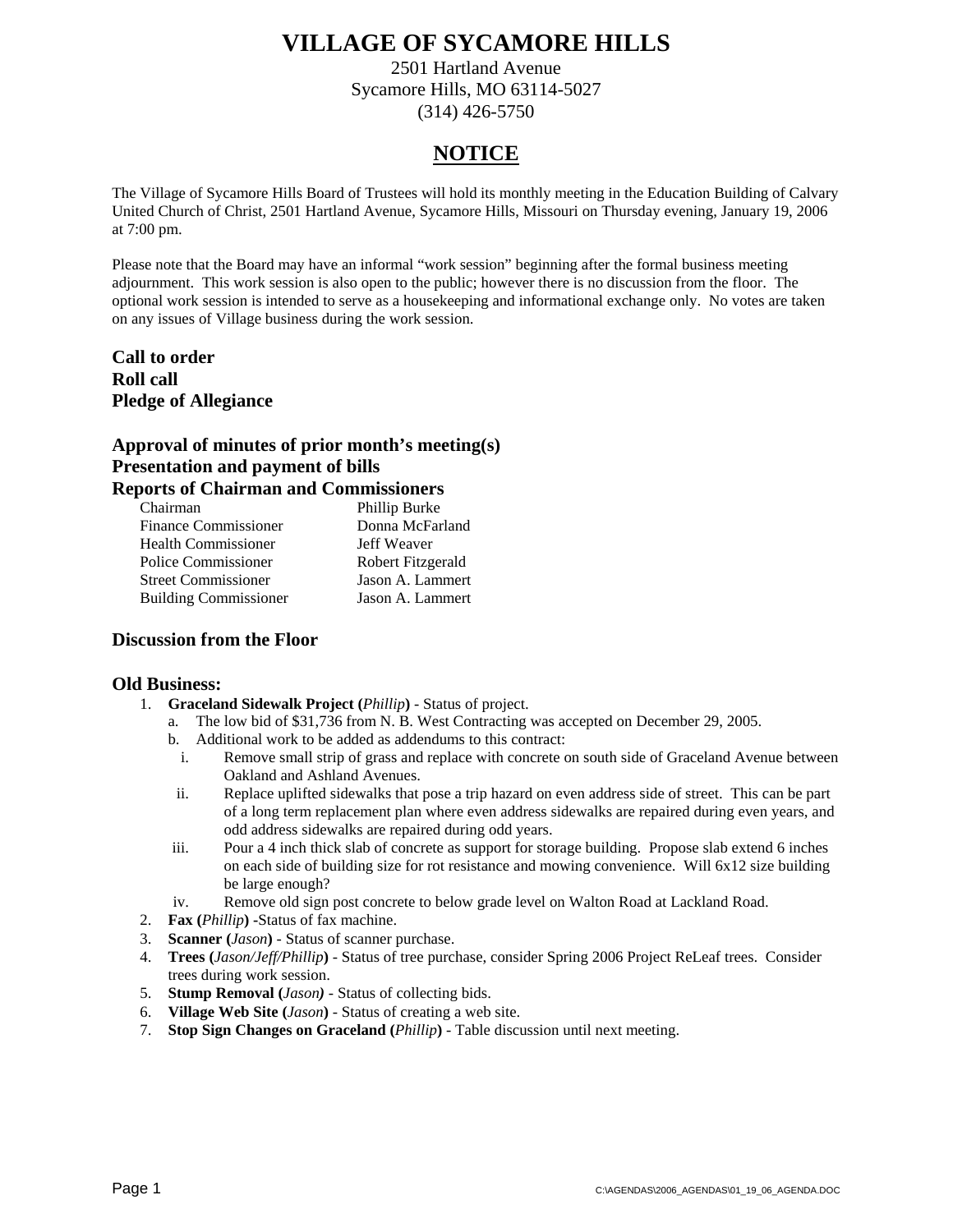# VILLAGE OF SYCAMORE HILLS

2501 Hartland Avenue
Sycamore Hills, MO 63114-5027
(314) 426-5750

## NOTICE

The Village of Sycamore Hills Board of Trustees will hold its monthly meeting in the Education Building of Calvary United Church of Christ, 2501 Hartland Avenue, Sycamore Hills, Missouri on Thursday evening, January 19, 2006 at 7:00 pm.

Please note that the Board may have an informal "work session" beginning after the formal business meeting adjournment. This work session is also open to the public; however there is no discussion from the floor. The optional work session is intended to serve as a housekeeping and informational exchange only. No votes are taken on any issues of Village business during the work session.

**Call to order**
**Roll call**
**Pledge of Allegiance**

**Approval of minutes of prior month's meeting(s)**
**Presentation and payment of bills**
**Reports of Chairman and Commissioners**

| | |
|---|---|
| Chairman | Phillip Burke |
| Finance Commissioner | Donna McFarland |
| Health Commissioner | Jeff Weaver |
| Police Commissioner | Robert Fitzgerald |
| Street Commissioner | Jason A. Lammert |
| Building Commissioner | Jason A. Lammert |

### Discussion from the Floor

### Old Business:

1. **Graceland Sidewalk Project (***Phillip***)** - Status of project.
   a. The low bid of $31,736 from N. B. West Contracting was accepted on December 29, 2005.
   b. Additional work to be added as addendums to this contract:
      i. Remove small strip of grass and replace with concrete on south side of Graceland Avenue between Oakland and Ashland Avenues.
      ii. Replace uplifted sidewalks that pose a trip hazard on even address side of street. This can be part of a long term replacement plan where even address sidewalks are repaired during even years, and odd address sidewalks are repaired during odd years.
      iii. Pour a 4 inch thick slab of concrete as support for storage building. Propose slab extend 6 inches on each side of building size for rot resistance and mowing convenience. Will 6x12 size building be large enough?
      iv. Remove old sign post concrete to below grade level on Walton Road at Lackland Road.
2. **Fax (***Phillip***)** -Status of fax machine.
3. **Scanner (***Jason***)** - Status of scanner purchase.
4. **Trees (***Jason/Jeff/Phillip***)** - Status of tree purchase, consider Spring 2006 Project ReLeaf trees. Consider trees during work session.
5. **Stump Removal (***Jason)* - Status of collecting bids.
6. **Village Web Site (***Jason***)** - Status of creating a web site.
7. **Stop Sign Changes on Graceland (***Phillip***)** - Table discussion until next meeting.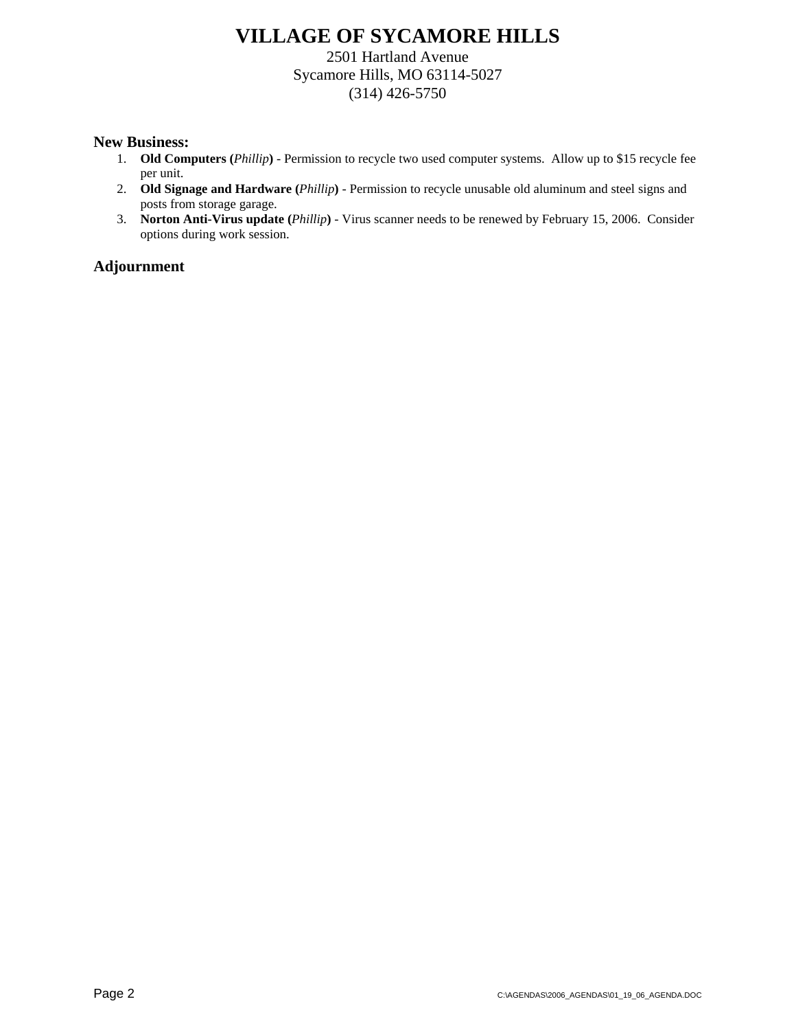# VILLAGE OF SYCAMORE HILLS

2501 Hartland Avenue
Sycamore Hills, MO 63114-5027
(314) 426-5750

## New Business:

1. **Old Computers (*Phillip*)** - Permission to recycle two used computer systems. Allow up to $15 recycle fee per unit.
2. **Old Signage and Hardware (*Phillip*)** - Permission to recycle unusable old aluminum and steel signs and posts from storage garage.
3. **Norton Anti-Virus update (*Phillip*)** - Virus scanner needs to be renewed by February 15, 2006. Consider options during work session.

## Adjournment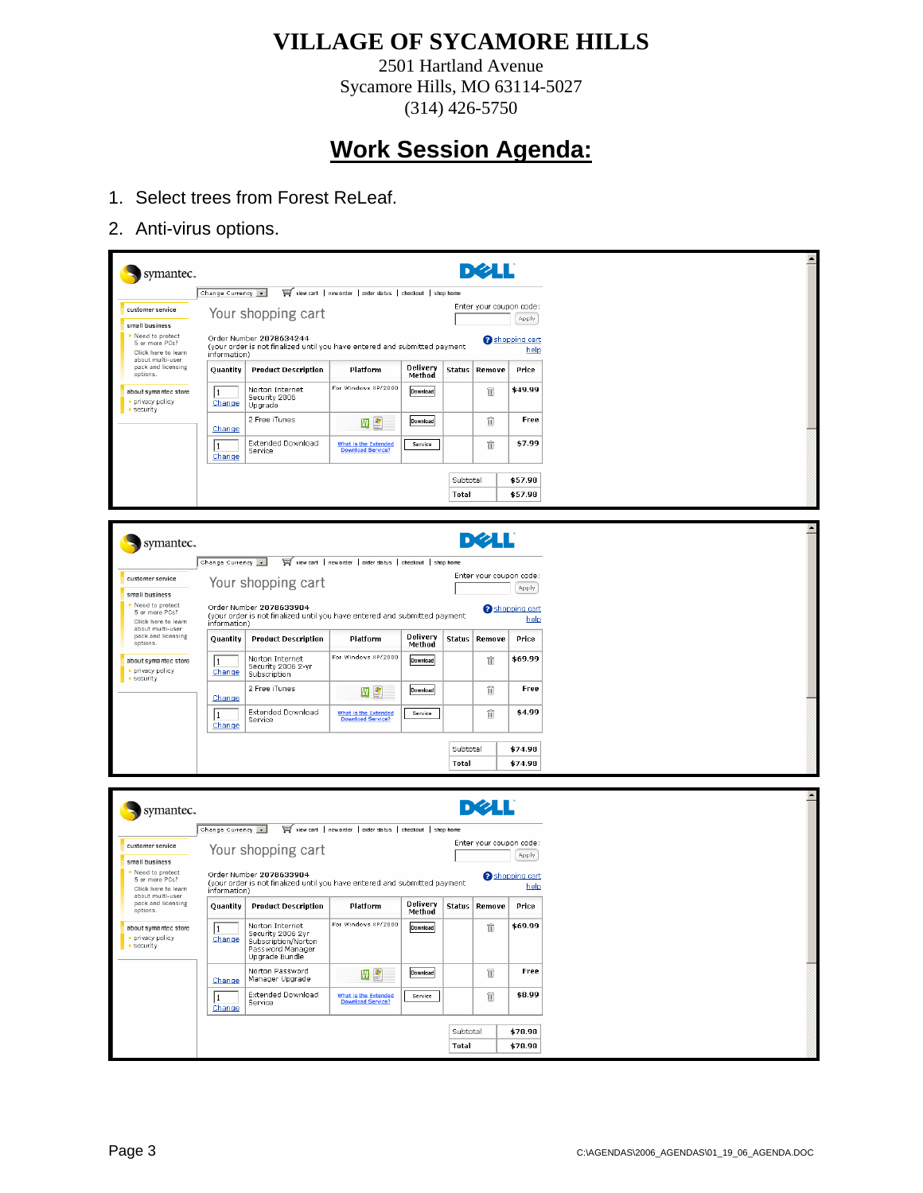# VILLAGE OF SYCAMORE HILLS

2501 Hartland Avenue
Sycamore Hills, MO 63114-5027
(314) 426-5750

## Work Session Agenda:

1. Select trees from Forest ReLeaf.
2. Anti-virus options.

symantec. DELL

Change Currency | view cart | new order | order status | checkout | shop home

customer service

small business

- Need to protect 5 or more PCs? Click here to learn about multi-user pack and licensing options.

about symantec store

- privacy policy
- security

Your shopping cart

Enter your coupon code: Apply

Order Number 2078634244
(your order is not finalized until you have entered and submitted payment information)

shopping cart help

| Quantity | Product Description | Platform | Delivery Method | Status | Remove | Price |
|---|---|---|---|---|---|---|
| 1 Change | Norton Internet Security 2006 Upgrade | For Windows XP/2000 | Download | | | $49.99 |
| Change | 2 Free iTunes | | Download | | | Free |
| 1 Change | Extended Download Service | What is the Extended Download Service? | Service | | | $7.99 |

| | |
|---|---|
| Subtotal | $57.98 |
| Total | $57.98 |

symantec. DELL

Change Currency | view cart | new order | order status | checkout | shop home

customer service

small business

- Need to protect 5 or more PCs? Click here to learn about multi-user pack and licensing options.

about symantec store

- privacy policy
- security

Your shopping cart

Enter your coupon code: Apply

Order Number 2078633904
(your order is not finalized until you have entered and submitted payment information)

shopping cart help

| Quantity | Product Description | Platform | Delivery Method | Status | Remove | Price |
|---|---|---|---|---|---|---|
| 1 Change | Norton Internet Security 2006 2-yr Subscription | For Windows XP/2000 | Download | | | $69.99 |
| Change | 2 Free iTunes | | Download | | | Free |
| 1 Change | Extended Download Service | What is the Extended Download Service? | Service | | | $4.99 |

| | |
|---|---|
| Subtotal | $74.98 |
| Total | $74.98 |

symantec. DELL

Change Currency | view cart | new order | order status | checkout | shop home

customer service

small business

- Need to protect 5 or more PCs? Click here to learn about multi-user pack and licensing options.

about symantec store

- privacy policy
- security

Your shopping cart

Enter your coupon code: Apply

Order Number 2078633904
(your order is not finalized until you have entered and submitted payment information)

shopping cart help

| Quantity | Product Description | Platform | Delivery Method | Status | Remove | Price |
|---|---|---|---|---|---|---|
| 1 Change | Norton Internet Security 2006 2yr Subscription/Norton Password Manager Upgrade Bundle | For Windows XP/2000 | Download | | | $69.99 |
| Change | Norton Password Manager Upgrade | | Download | | | Free |
| 1 Change | Extended Download Service | What is the Extended Download Service? | Service | | | $8.99 |

| | |
|---|---|
| Subtotal | $78.98 |
| Total | $78.98 |

C:\AGENDAS\2006_AGENDAS\01_19_06_AGENDA.DOC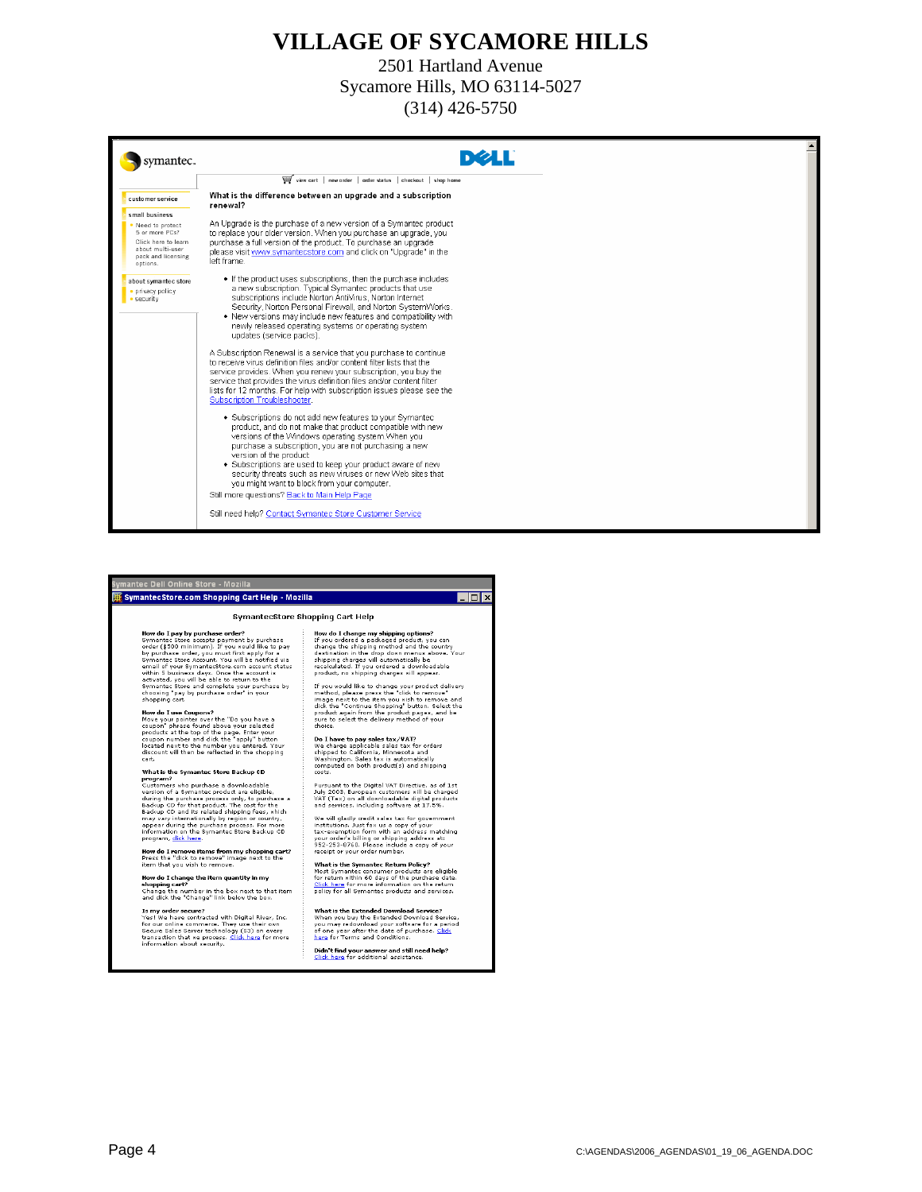# VILLAGE OF SYCAMORE HILLS

2501 Hartland Avenue
Sycamore Hills, MO 63114-5027
(314) 426-5750

symantec. DELL

view cart | new order | order status | checkout | shop home

customer service

small business

- Need to protect 5 or more PCs? Click here to learn about multi-user pack and licensing options.

about symantec store

- privacy policy
- security

**What is the difference between an upgrade and a subscription renewal?**

An Upgrade is the purchase of a new version of a Symantec product to replace your older version. When you purchase an upgrade, you purchase a full version of the product. To purchase an upgrade please visit www.symantecstore.com and click on "Upgrade" in the left frame.

- If the product uses subscriptions, then the purchase includes a new subscription. Typical Symantec products that use subscriptions include Norton AntiVirus, Norton Internet Security, Norton Personal Firewall, and Norton SystemWorks.
- New versions may include new features and compatibility with newly released operating systems or operating system updates (service packs).

A Subscription Renewal is a service that you purchase to continue to receive virus definition files and/or content filter lists that the service provides. When you renew your subscription, you buy the service that provides the virus definition files and/or content filter lists for 12 months. For help with subscription issues please see the Subscription Troubleshooter.

- Subscriptions do not add new features to your Symantec product, and do not make that product compatible with new versions of the Windows operating system. When you purchase a subscription, you are not purchasing a new version of the product.
- Subscriptions are used to keep your product aware of new security threats such as new viruses or new Web sites that you might want to block from your computer.

Still more questions? Back to Main Help Page

Still need help? Contact Symantec Store Customer Service

---

Symantec Dell Online Store - Mozilla

SymantecStore.com Shopping Cart Help - Mozilla

## SymantecStore Shopping Cart Help

**How do I pay by purchase order?**
Symantec Store accepts payment by purchase order ($500 minimum). If you would like to pay by purchase order, you must first apply for a Symantec Store Account. You will be notified via email of your SymantecStore.com account status within 5 business days. Once the account is activated, you will be able to return to the Symantec Store and complete your purchase by choosing "pay by purchase order" in your shopping cart.

**How do I use Coupons?**
Move your pointer over the "Do you have a coupon" phrase found above your selected products at the top of the page. Enter your coupon number and click the "apply" button located next to the number you entered. Your discount will then be reflected in the shopping cart.

**What is the Symantec Store Backup CD program?**
Customers who purchase a downloadable version of a Symantec product are eligible, during the purchase process only, to purchase a Backup CD for that product. The cost for the Backup CD and its related shipping fees, which may vary internationally by region or country, appear during the purchase process. For more information on the Symantec Store Backup CD program, click here.

**How do I remove items from my shopping cart?**
Press the "click to remove" image next to the item that you wish to remove.

**How do I change the item quantity in my shopping cart?**
Change the number in the box next to that item and click the "Change" link below the box.

**Is my order secure?**
Yes! We have contracted with Digital River, Inc. for our online commerce. They use their own Secure Sales Server technology (SS) on every transaction that we process. Click here for more information about security.

**How do I change my shipping options?**
If you ordered a packaged product, you can change the shipping method and the country destination in the drop down menus above. Your shipping charges will automatically be recalculated. If you ordered a downloadable product, no shipping charges will appear.

If you would like to change your product delivery method, please press the "click to remove" image next to the item you wish to remove and click the "Continue Shopping" button. Select the product again from the product pages, and be sure to select the delivery method of your choice.

**Do I have to pay sales tax/VAT?**
We charge applicable sales tax for orders shipped to California, Minnesota and Washington. Sales tax is automatically computed on both product(s) and shipping costs.

Pursuant to the Digital VAT Directive, as of 1st July 2003, European customers will be charged VAT (Tax) on all downloadable digital products and services, including software at 17.5%.

We will gladly credit sales tax for government institutions. Just fax us a copy of your tax-exemption form with an address matching your order's billing or shipping address at: 952-253-8760. Please include a copy of your receipt or your order number.

**What is the Symantec Return Policy?**
Most Symantec consumer products are eligible for return within 60 days of the purchase date. Click here for more information on the return policy for all Symantec products and services.

**What is the Extended Download Service?**
When you buy the Extended Download Service, you may redownload your software for a period of one year after the date of purchase. Click here for Terms and Conditions.

**Didn't find your answer and still need help?**
Click here for additional assistance.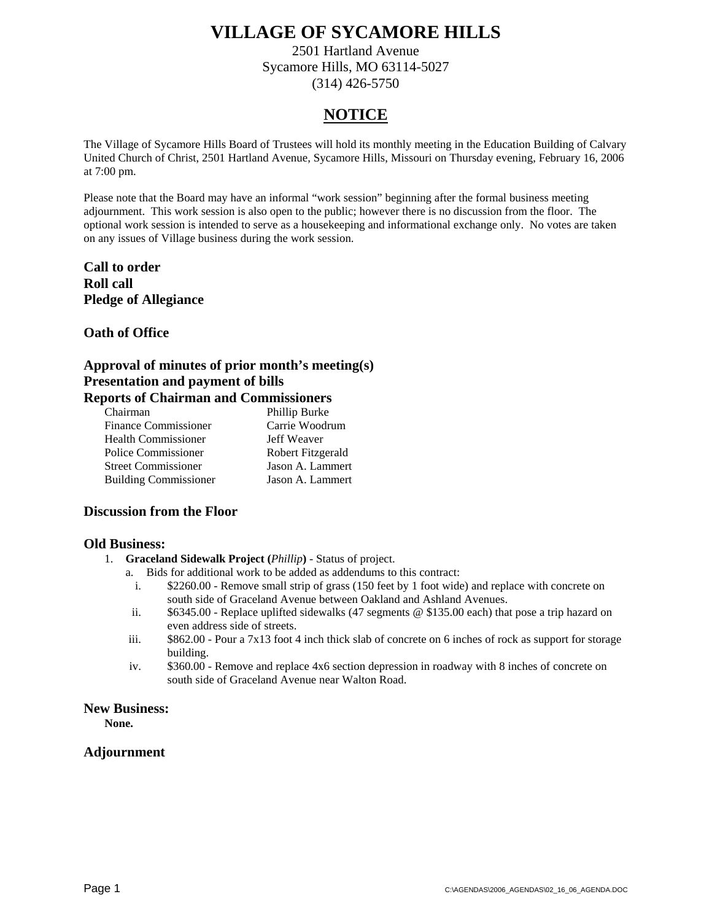# VILLAGE OF SYCAMORE HILLS

2501 Hartland Avenue
Sycamore Hills, MO 63114-5027
(314) 426-5750

## NOTICE

The Village of Sycamore Hills Board of Trustees will hold its monthly meeting in the Education Building of Calvary United Church of Christ, 2501 Hartland Avenue, Sycamore Hills, Missouri on Thursday evening, February 16, 2006 at 7:00 pm.

Please note that the Board may have an informal "work session" beginning after the formal business meeting adjournment. This work session is also open to the public; however there is no discussion from the floor. The optional work session is intended to serve as a housekeeping and informational exchange only. No votes are taken on any issues of Village business during the work session.

**Call to order**
**Roll call**
**Pledge of Allegiance**

**Oath of Office**

**Approval of minutes of prior month's meeting(s)**
**Presentation and payment of bills**
**Reports of Chairman and Commissioners**

| | |
|---|---|
| Chairman | Phillip Burke |
| Finance Commissioner | Carrie Woodrum |
| Health Commissioner | Jeff Weaver |
| Police Commissioner | Robert Fitzgerald |
| Street Commissioner | Jason A. Lammert |
| Building Commissioner | Jason A. Lammert |

**Discussion from the Floor**

**Old Business:**

1. **Graceland Sidewalk Project (*Phillip*)** - Status of project.
   a. Bids for additional work to be added as addendums to this contract:
      i. $2260.00 - Remove small strip of grass (150 feet by 1 foot wide) and replace with concrete on south side of Graceland Avenue between Oakland and Ashland Avenues.
      ii. $6345.00 - Replace uplifted sidewalks (47 segments @ $135.00 each) that pose a trip hazard on even address side of streets.
      iii. $862.00 - Pour a 7x13 foot 4 inch thick slab of concrete on 6 inches of rock as support for storage building.
      iv. $360.00 - Remove and replace 4x6 section depression in roadway with 8 inches of concrete on south side of Graceland Avenue near Walton Road.

**New Business:**
**None.**

**Adjournment**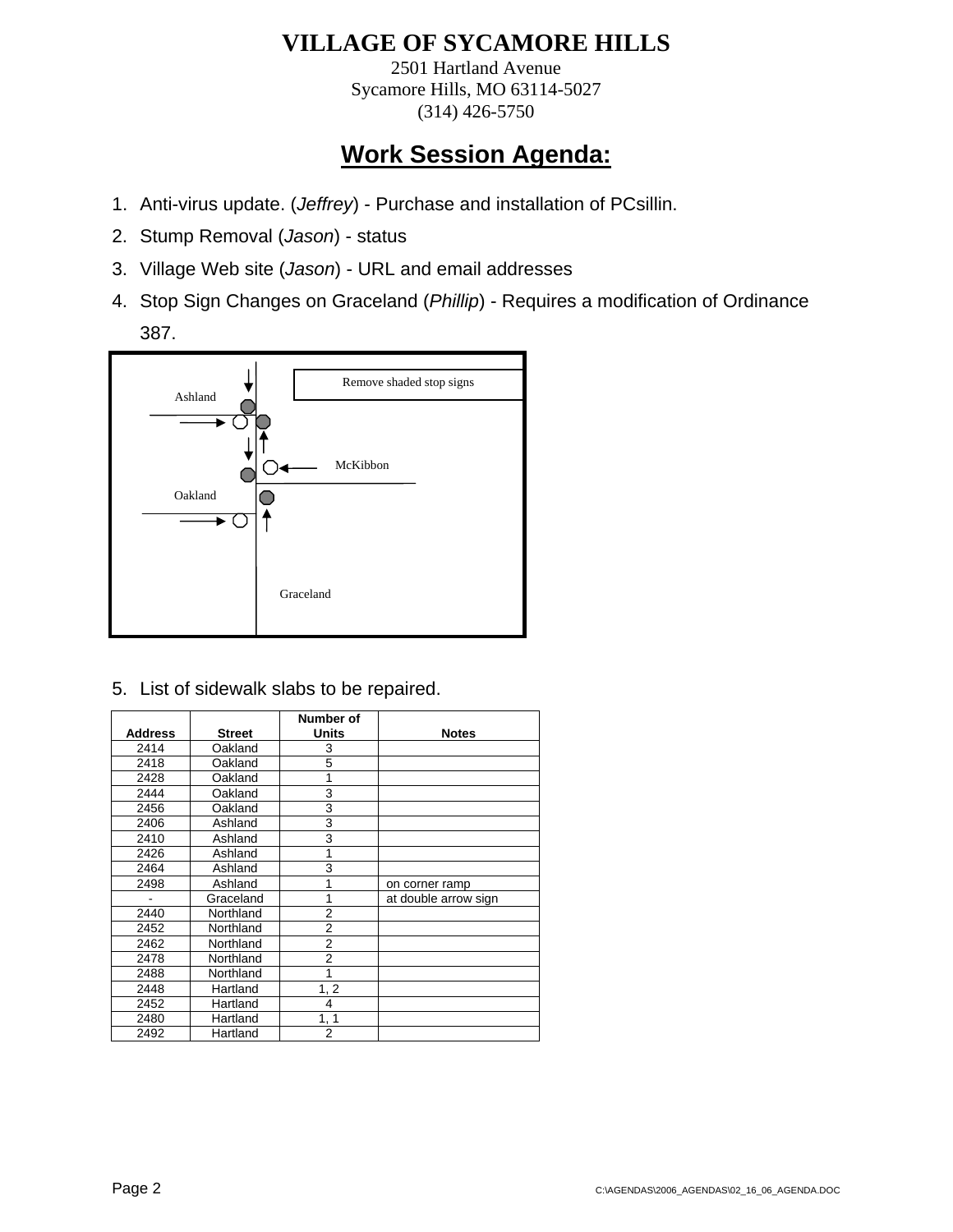# VILLAGE OF SYCAMORE HILLS

2501 Hartland Avenue
Sycamore Hills, MO 63114-5027
(314) 426-5750

## Work Session Agenda:

1. Anti-virus update. (*Jeffrey*) - Purchase and installation of PCsillin.
2. Stump Removal (*Jason*) - status
3. Village Web site (*Jason*) - URL and email addresses
4. Stop Sign Changes on Graceland (*Phillip*) - Requires a modification of Ordinance 387.

Remove shaded stop signs

Ashland

McKibbon

Oakland

Graceland

5. List of sidewalk slabs to be repaired.

| Address | Street | Number of Units | Notes |
|---|---|---|---|
| 2414 | Oakland | 3 | |
| 2418 | Oakland | 5 | |
| 2428 | Oakland | 1 | |
| 2444 | Oakland | 3 | |
| 2456 | Oakland | 3 | |
| 2406 | Ashland | 3 | |
| 2410 | Ashland | 3 | |
| 2426 | Ashland | 1 | |
| 2464 | Ashland | 3 | |
| 2498 | Ashland | 1 | on corner ramp |
| - | Graceland | 1 | at double arrow sign |
| 2440 | Northland | 2 | |
| 2452 | Northland | 2 | |
| 2462 | Northland | 2 | |
| 2478 | Northland | 2 | |
| 2488 | Northland | 1 | |
| 2448 | Hartland | 1, 2 | |
| 2452 | Hartland | 4 | |
| 2480 | Hartland | 1, 1 | |
| 2492 | Hartland | 2 | |

C:\AGENDAS\2006_AGENDAS\02_16_06_AGENDA.DOC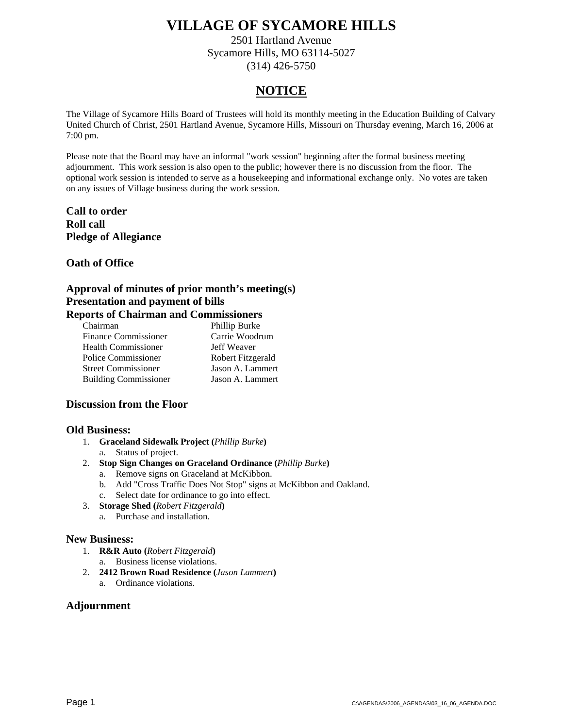# VILLAGE OF SYCAMORE HILLS

2501 Hartland Avenue
Sycamore Hills, MO 63114-5027
(314) 426-5750

## NOTICE

The Village of Sycamore Hills Board of Trustees will hold its monthly meeting in the Education Building of Calvary United Church of Christ, 2501 Hartland Avenue, Sycamore Hills, Missouri on Thursday evening, March 16, 2006 at 7:00 pm.

Please note that the Board may have an informal "work session" beginning after the formal business meeting adjournment. This work session is also open to the public; however there is no discussion from the floor. The optional work session is intended to serve as a housekeeping and informational exchange only. No votes are taken on any issues of Village business during the work session.

**Call to order**
**Roll call**
**Pledge of Allegiance**

**Oath of Office**

**Approval of minutes of prior month's meeting(s)**
**Presentation and payment of bills**
**Reports of Chairman and Commissioners**

| | |
|---|---|
| Chairman | Phillip Burke |
| Finance Commissioner | Carrie Woodrum |
| Health Commissioner | Jeff Weaver |
| Police Commissioner | Robert Fitzgerald |
| Street Commissioner | Jason A. Lammert |
| Building Commissioner | Jason A. Lammert |

**Discussion from the Floor**

**Old Business:**

1. **Graceland Sidewalk Project (***Phillip Burke***)**
   a. Status of project.
2. **Stop Sign Changes on Graceland Ordinance (***Phillip Burke***)**
   a. Remove signs on Graceland at McKibbon.
   b. Add "Cross Traffic Does Not Stop" signs at McKibbon and Oakland.
   c. Select date for ordinance to go into effect.
3. **Storage Shed (***Robert Fitzgerald***)**
   a. Purchase and installation.

**New Business:**

1. **R&R Auto (***Robert Fitzgerald***)**
   a. Business license violations.
2. **2412 Brown Road Residence (***Jason Lammert***)**
   a. Ordinance violations.

**Adjournment**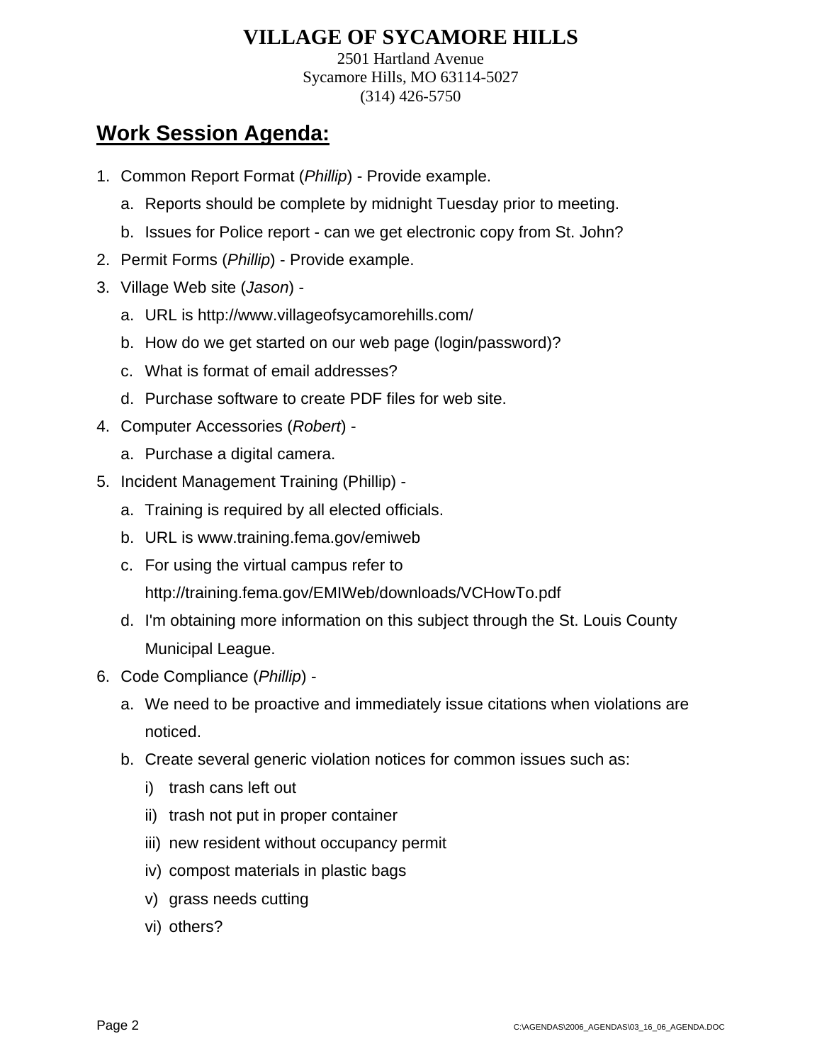# VILLAGE OF SYCAMORE HILLS

2501 Hartland Avenue
Sycamore Hills, MO 63114-5027
(314) 426-5750

## Work Session Agenda:

1. Common Report Format (*Phillip*) - Provide example.
   a. Reports should be complete by midnight Tuesday prior to meeting.
   b. Issues for Police report - can we get electronic copy from St. John?
2. Permit Forms (*Phillip*) - Provide example.
3. Village Web site (*Jason*) -
   a. URL is http://www.villageofsycamorehills.com/
   b. How do we get started on our web page (login/password)?
   c. What is format of email addresses?
   d. Purchase software to create PDF files for web site.
4. Computer Accessories (*Robert*) -
   a. Purchase a digital camera.
5. Incident Management Training (Phillip) -
   a. Training is required by all elected officials.
   b. URL is www.training.fema.gov/emiweb
   c. For using the virtual campus refer to http://training.fema.gov/EMIWeb/downloads/VCHowTo.pdf
   d. I'm obtaining more information on this subject through the St. Louis County Municipal League.
6. Code Compliance (*Phillip*) -
   a. We need to be proactive and immediately issue citations when violations are noticed.
   b. Create several generic violation notices for common issues such as:
      i) trash cans left out
      ii) trash not put in proper container
      iii) new resident without occupancy permit
      iv) compost materials in plastic bags
      v) grass needs cutting
      vi) others?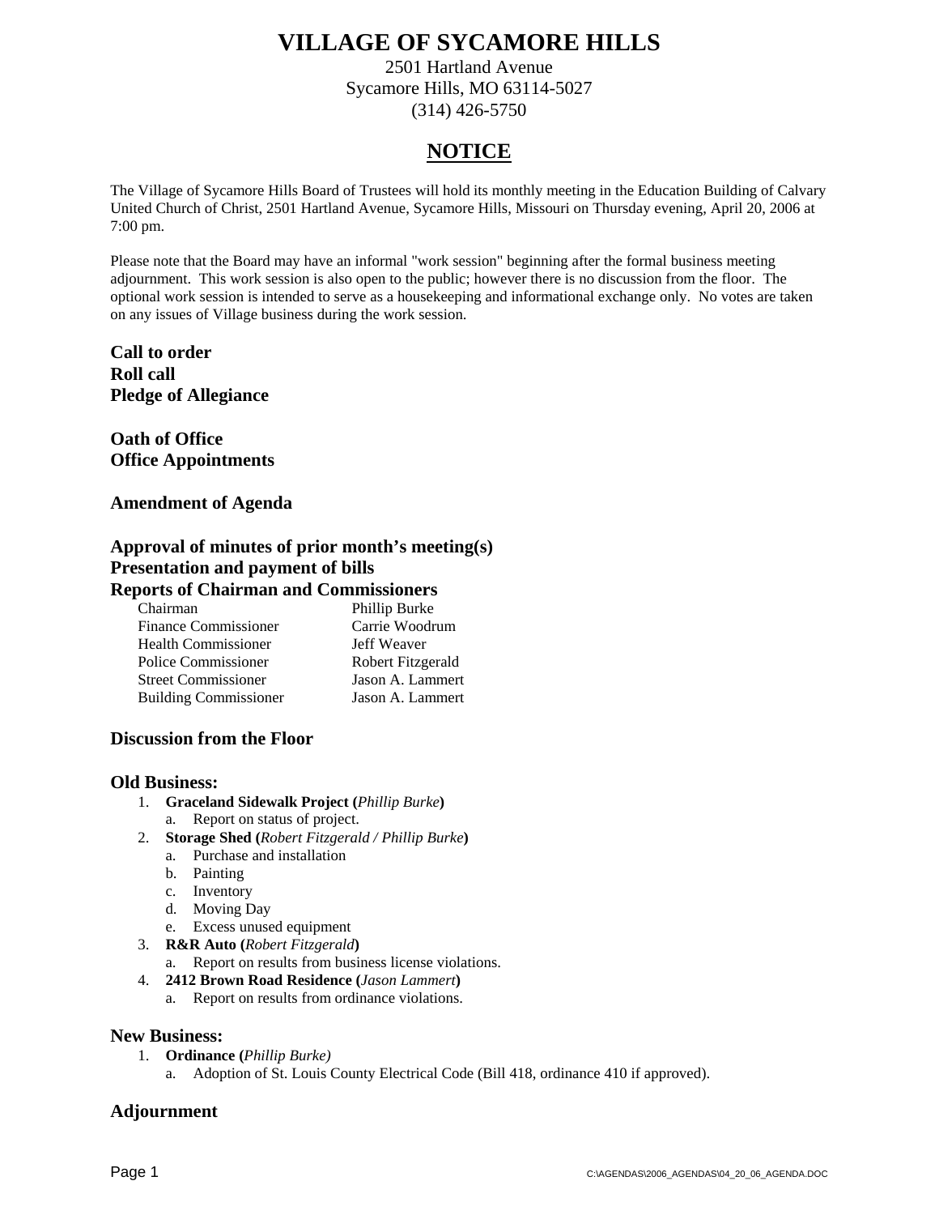# VILLAGE OF SYCAMORE HILLS

2501 Hartland Avenue
Sycamore Hills, MO 63114-5027
(314) 426-5750

## NOTICE

The Village of Sycamore Hills Board of Trustees will hold its monthly meeting in the Education Building of Calvary United Church of Christ, 2501 Hartland Avenue, Sycamore Hills, Missouri on Thursday evening, April 20, 2006 at 7:00 pm.

Please note that the Board may have an informal "work session" beginning after the formal business meeting adjournment. This work session is also open to the public; however there is no discussion from the floor. The optional work session is intended to serve as a housekeeping and informational exchange only. No votes are taken on any issues of Village business during the work session.

**Call to order**
**Roll call**
**Pledge of Allegiance**

**Oath of Office**
**Office Appointments**

**Amendment of Agenda**

**Approval of minutes of prior month's meeting(s)**
**Presentation and payment of bills**
**Reports of Chairman and Commissioners**

| | |
|---|---|
| Chairman | Phillip Burke |
| Finance Commissioner | Carrie Woodrum |
| Health Commissioner | Jeff Weaver |
| Police Commissioner | Robert Fitzgerald |
| Street Commissioner | Jason A. Lammert |
| Building Commissioner | Jason A. Lammert |

**Discussion from the Floor**

**Old Business:**

1. **Graceland Sidewalk Project (***Phillip Burke***)**
   a. Report on status of project.
2. **Storage Shed (***Robert Fitzgerald / Phillip Burke***)**
   a. Purchase and installation
   b. Painting
   c. Inventory
   d. Moving Day
   e. Excess unused equipment
3. **R&R Auto (***Robert Fitzgerald***)**
   a. Report on results from business license violations.
4. **2412 Brown Road Residence (***Jason Lammert***)**
   a. Report on results from ordinance violations.

**New Business:**

1. **Ordinance (***Phillip Burke)*
   a. Adoption of St. Louis County Electrical Code (Bill 418, ordinance 410 if approved).

**Adjournment**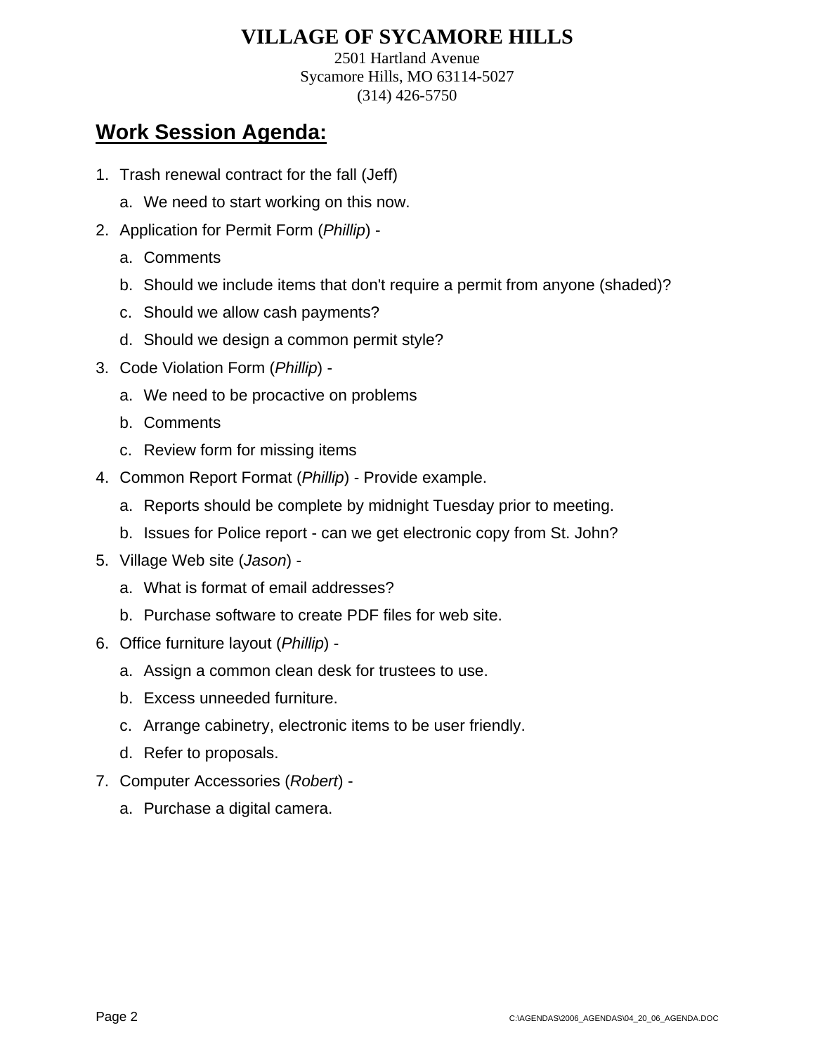# VILLAGE OF SYCAMORE HILLS

2501 Hartland Avenue
Sycamore Hills, MO 63114-5027
(314) 426-5750

## Work Session Agenda:

1. Trash renewal contract for the fall (Jeff)
   a. We need to start working on this now.
2. Application for Permit Form (*Phillip*) -
   a. Comments
   b. Should we include items that don't require a permit from anyone (shaded)?
   c. Should we allow cash payments?
   d. Should we design a common permit style?
3. Code Violation Form (*Phillip*) -
   a. We need to be procactive on problems
   b. Comments
   c. Review form for missing items
4. Common Report Format (*Phillip*) - Provide example.
   a. Reports should be complete by midnight Tuesday prior to meeting.
   b. Issues for Police report - can we get electronic copy from St. John?
5. Village Web site (*Jason*) -
   a. What is format of email addresses?
   b. Purchase software to create PDF files for web site.
6. Office furniture layout (*Phillip*) -
   a. Assign a common clean desk for trustees to use.
   b. Excess unneeded furniture.
   c. Arrange cabinetry, electronic items to be user friendly.
   d. Refer to proposals.
7. Computer Accessories (*Robert*) -
   a. Purchase a digital camera.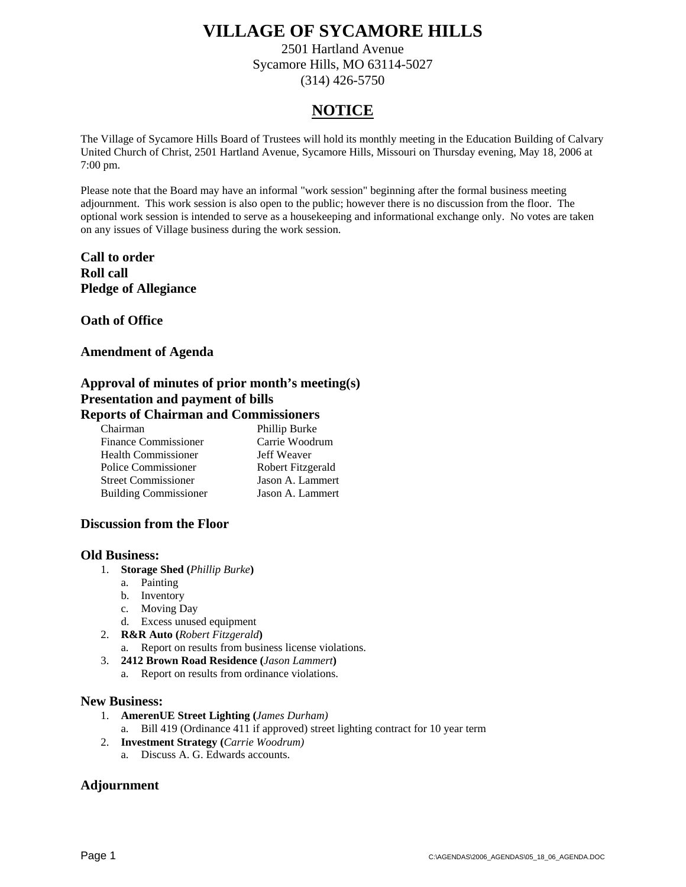# VILLAGE OF SYCAMORE HILLS

2501 Hartland Avenue
Sycamore Hills, MO 63114-5027
(314) 426-5750

## NOTICE

The Village of Sycamore Hills Board of Trustees will hold its monthly meeting in the Education Building of Calvary United Church of Christ, 2501 Hartland Avenue, Sycamore Hills, Missouri on Thursday evening, May 18, 2006 at 7:00 pm.

Please note that the Board may have an informal "work session" beginning after the formal business meeting adjournment. This work session is also open to the public; however there is no discussion from the floor. The optional work session is intended to serve as a housekeeping and informational exchange only. No votes are taken on any issues of Village business during the work session.

**Call to order**
**Roll call**
**Pledge of Allegiance**

**Oath of Office**

**Amendment of Agenda**

**Approval of minutes of prior month's meeting(s)**
**Presentation and payment of bills**
**Reports of Chairman and Commissioners**

| | |
|---|---|
| Chairman | Phillip Burke |
| Finance Commissioner | Carrie Woodrum |
| Health Commissioner | Jeff Weaver |
| Police Commissioner | Robert Fitzgerald |
| Street Commissioner | Jason A. Lammert |
| Building Commissioner | Jason A. Lammert |

**Discussion from the Floor**

**Old Business:**

1. **Storage Shed (*Phillip Burke*)**
   a. Painting
   b. Inventory
   c. Moving Day
   d. Excess unused equipment
2. **R&R Auto (*Robert Fitzgerald*)**
   a. Report on results from business license violations.
3. **2412 Brown Road Residence (*Jason Lammert*)**
   a. Report on results from ordinance violations.

**New Business:**

1. **AmerenUE Street Lighting (*James Durham)***
   a. Bill 419 (Ordinance 411 if approved) street lighting contract for 10 year term
2. **Investment Strategy (*Carrie Woodrum)***
   a. Discuss A. G. Edwards accounts.

**Adjournment**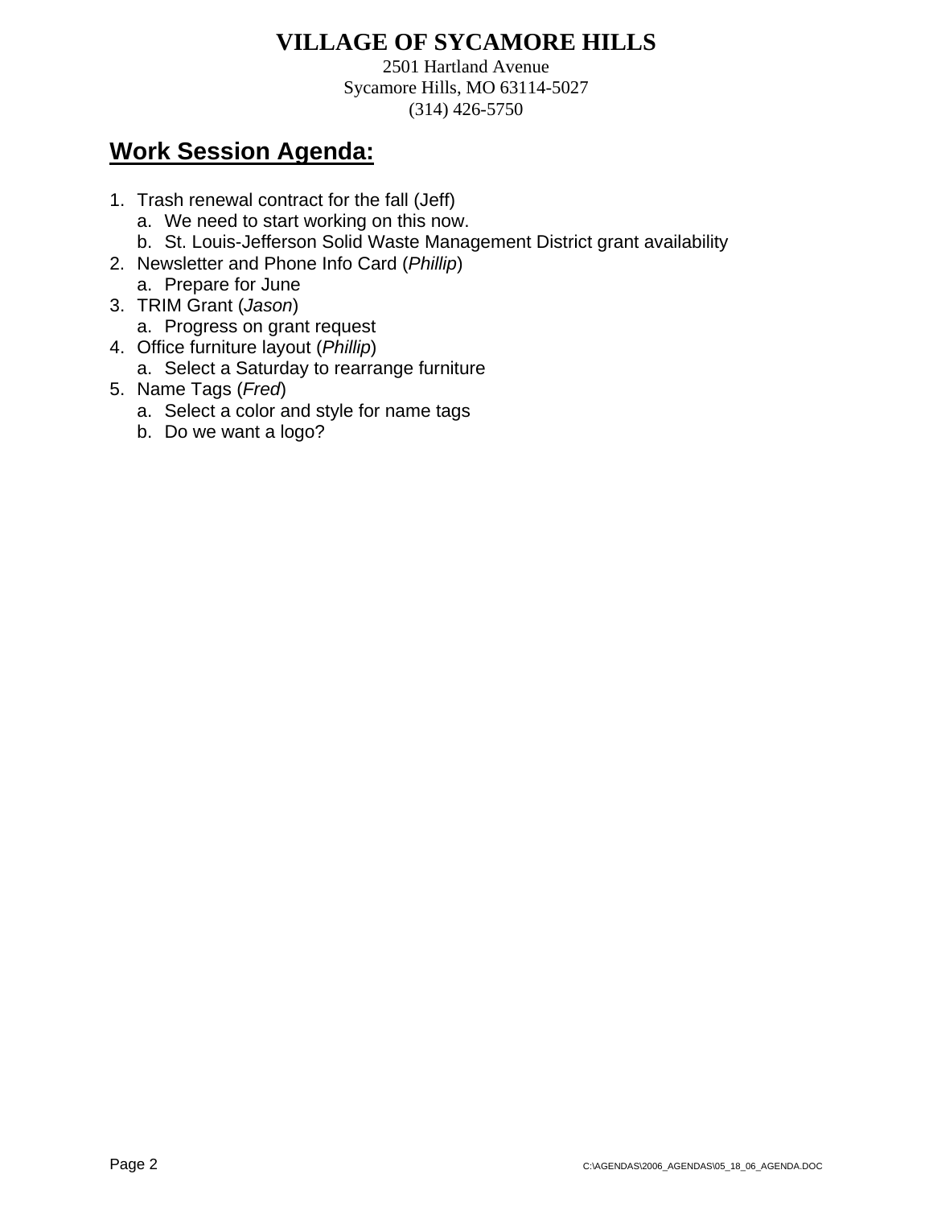# VILLAGE OF SYCAMORE HILLS

2501 Hartland Avenue
Sycamore Hills, MO 63114-5027
(314) 426-5750

## Work Session Agenda:

1. Trash renewal contract for the fall (Jeff)
   a. We need to start working on this now.
   b. St. Louis-Jefferson Solid Waste Management District grant availability
2. Newsletter and Phone Info Card (*Phillip*)
   a. Prepare for June
3. TRIM Grant (*Jason*)
   a. Progress on grant request
4. Office furniture layout (*Phillip*)
   a. Select a Saturday to rearrange furniture
5. Name Tags (*Fred*)
   a. Select a color and style for name tags
   b. Do we want a logo?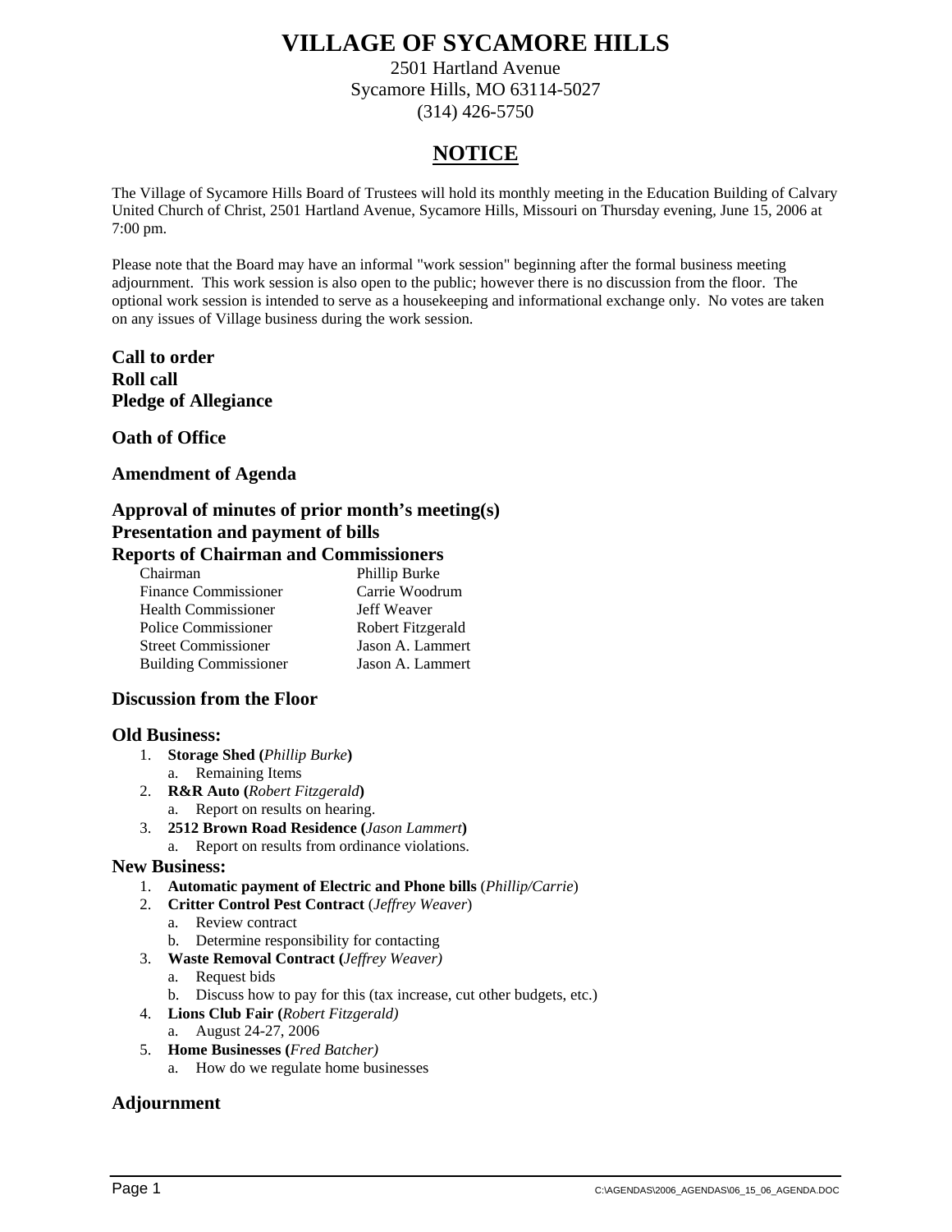# VILLAGE OF SYCAMORE HILLS

2501 Hartland Avenue
Sycamore Hills, MO 63114-5027
(314) 426-5750

## NOTICE

The Village of Sycamore Hills Board of Trustees will hold its monthly meeting in the Education Building of Calvary United Church of Christ, 2501 Hartland Avenue, Sycamore Hills, Missouri on Thursday evening, June 15, 2006 at 7:00 pm.

Please note that the Board may have an informal "work session" beginning after the formal business meeting adjournment. This work session is also open to the public; however there is no discussion from the floor. The optional work session is intended to serve as a housekeeping and informational exchange only. No votes are taken on any issues of Village business during the work session.

**Call to order**
**Roll call**
**Pledge of Allegiance**

**Oath of Office**

**Amendment of Agenda**

**Approval of minutes of prior month's meeting(s)**
**Presentation and payment of bills**
**Reports of Chairman and Commissioners**

| | |
|---|---|
| Chairman | Phillip Burke |
| Finance Commissioner | Carrie Woodrum |
| Health Commissioner | Jeff Weaver |
| Police Commissioner | Robert Fitzgerald |
| Street Commissioner | Jason A. Lammert |
| Building Commissioner | Jason A. Lammert |

**Discussion from the Floor**

**Old Business:**

1. **Storage Shed (*Phillip Burke*)**
   a. Remaining Items
2. **R&R Auto (*Robert Fitzgerald*)**
   a. Report on results on hearing.
3. **2512 Brown Road Residence (*Jason Lammert*)**
   a. Report on results from ordinance violations.

**New Business:**

1. **Automatic payment of Electric and Phone bills** (*Phillip/Carrie*)
2. **Critter Control Pest Contract** (*Jeffrey Weaver*)
   a. Review contract
   b. Determine responsibility for contacting
3. **Waste Removal Contract (*Jeffrey Weaver)***
   a. Request bids
   b. Discuss how to pay for this (tax increase, cut other budgets, etc.)
4. **Lions Club Fair (*Robert Fitzgerald)***
   a. August 24-27, 2006
5. **Home Businesses (*Fred Batcher)***
   a. How do we regulate home businesses

**Adjournment**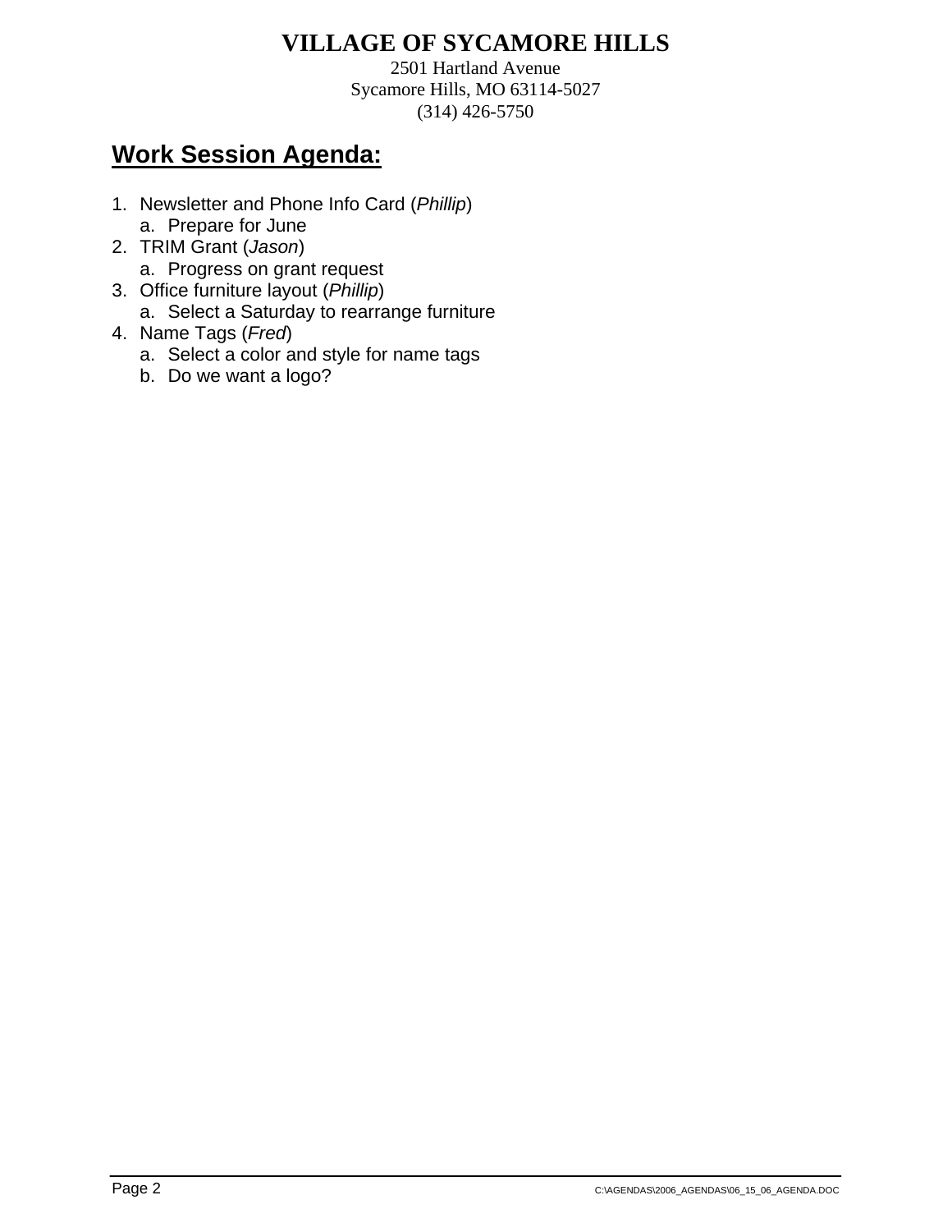# VILLAGE OF SYCAMORE HILLS

2501 Hartland Avenue
Sycamore Hills, MO 63114-5027
(314) 426-5750

## Work Session Agenda:

1. Newsletter and Phone Info Card (*Phillip*)
   a. Prepare for June
2. TRIM Grant (*Jason*)
   a. Progress on grant request
3. Office furniture layout (*Phillip*)
   a. Select a Saturday to rearrange furniture
4. Name Tags (*Fred*)
   a. Select a color and style for name tags
   b. Do we want a logo?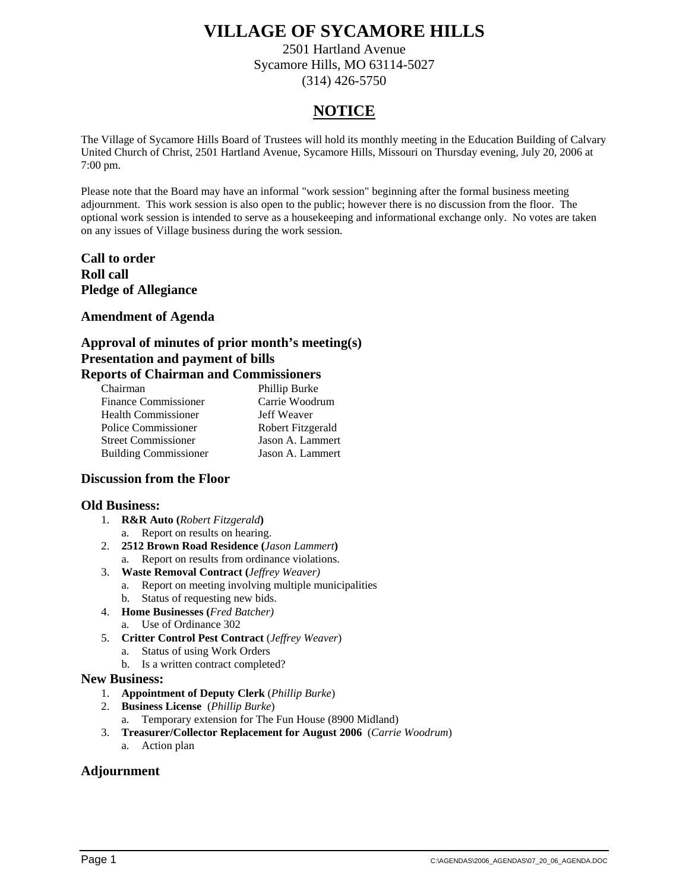# VILLAGE OF SYCAMORE HILLS

2501 Hartland Avenue
Sycamore Hills, MO 63114-5027
(314) 426-5750

## NOTICE

The Village of Sycamore Hills Board of Trustees will hold its monthly meeting in the Education Building of Calvary United Church of Christ, 2501 Hartland Avenue, Sycamore Hills, Missouri on Thursday evening, July 20, 2006 at 7:00 pm.

Please note that the Board may have an informal "work session" beginning after the formal business meeting adjournment. This work session is also open to the public; however there is no discussion from the floor. The optional work session is intended to serve as a housekeeping and informational exchange only. No votes are taken on any issues of Village business during the work session.

**Call to order**
**Roll call**
**Pledge of Allegiance**

**Amendment of Agenda**

**Approval of minutes of prior month's meeting(s)**
**Presentation and payment of bills**
**Reports of Chairman and Commissioners**

| | |
|---|---|
| Chairman | Phillip Burke |
| Finance Commissioner | Carrie Woodrum |
| Health Commissioner | Jeff Weaver |
| Police Commissioner | Robert Fitzgerald |
| Street Commissioner | Jason A. Lammert |
| Building Commissioner | Jason A. Lammert |

**Discussion from the Floor**

**Old Business:**

1. **R&R Auto (***Robert Fitzgerald***)**
   a. Report on results on hearing.
2. **2512 Brown Road Residence (***Jason Lammert***)**
   a. Report on results from ordinance violations.
3. **Waste Removal Contract (***Jeffrey Weaver)*
   a. Report on meeting involving multiple municipalities
   b. Status of requesting new bids.
4. **Home Businesses (***Fred Batcher)*
   a. Use of Ordinance 302
5. **Critter Control Pest Contract** (*Jeffrey Weaver*)
   a. Status of using Work Orders
   b. Is a written contract completed?

**New Business:**

1. **Appointment of Deputy Clerk** (*Phillip Burke*)
2. **Business License** (*Phillip Burke*)
   a. Temporary extension for The Fun House (8900 Midland)
3. **Treasurer/Collector Replacement for August 2006** (*Carrie Woodrum*)
   a. Action plan

**Adjournment**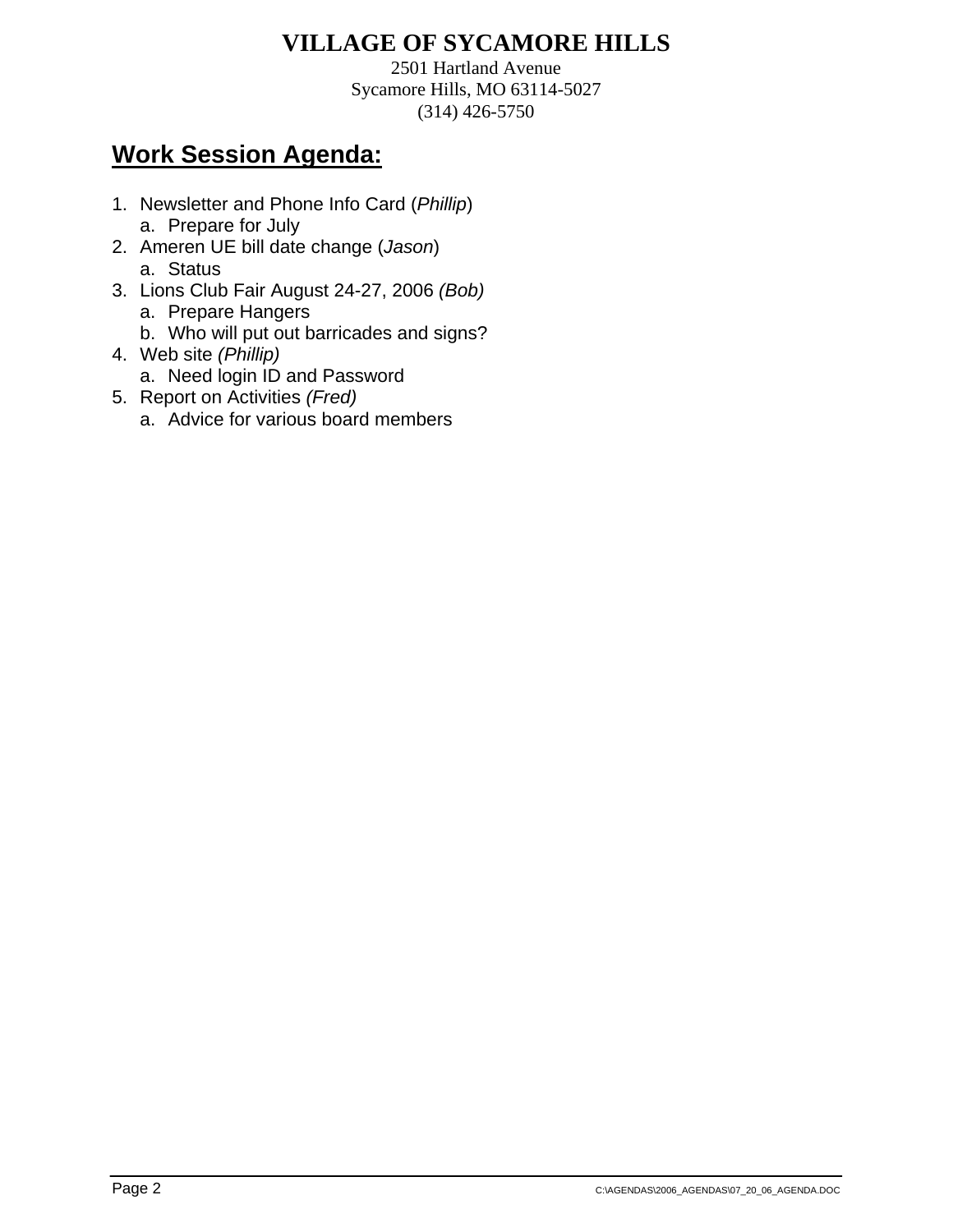# VILLAGE OF SYCAMORE HILLS

2501 Hartland Avenue
Sycamore Hills, MO 63114-5027
(314) 426-5750

## Work Session Agenda:

1. Newsletter and Phone Info Card (*Phillip*)
   a. Prepare for July
2. Ameren UE bill date change (*Jason*)
   a. Status
3. Lions Club Fair August 24-27, 2006 *(Bob)*
   a. Prepare Hangers
   b. Who will put out barricades and signs?
4. Web site *(Phillip)*
   a. Need login ID and Password
5. Report on Activities *(Fred)*
   a. Advice for various board members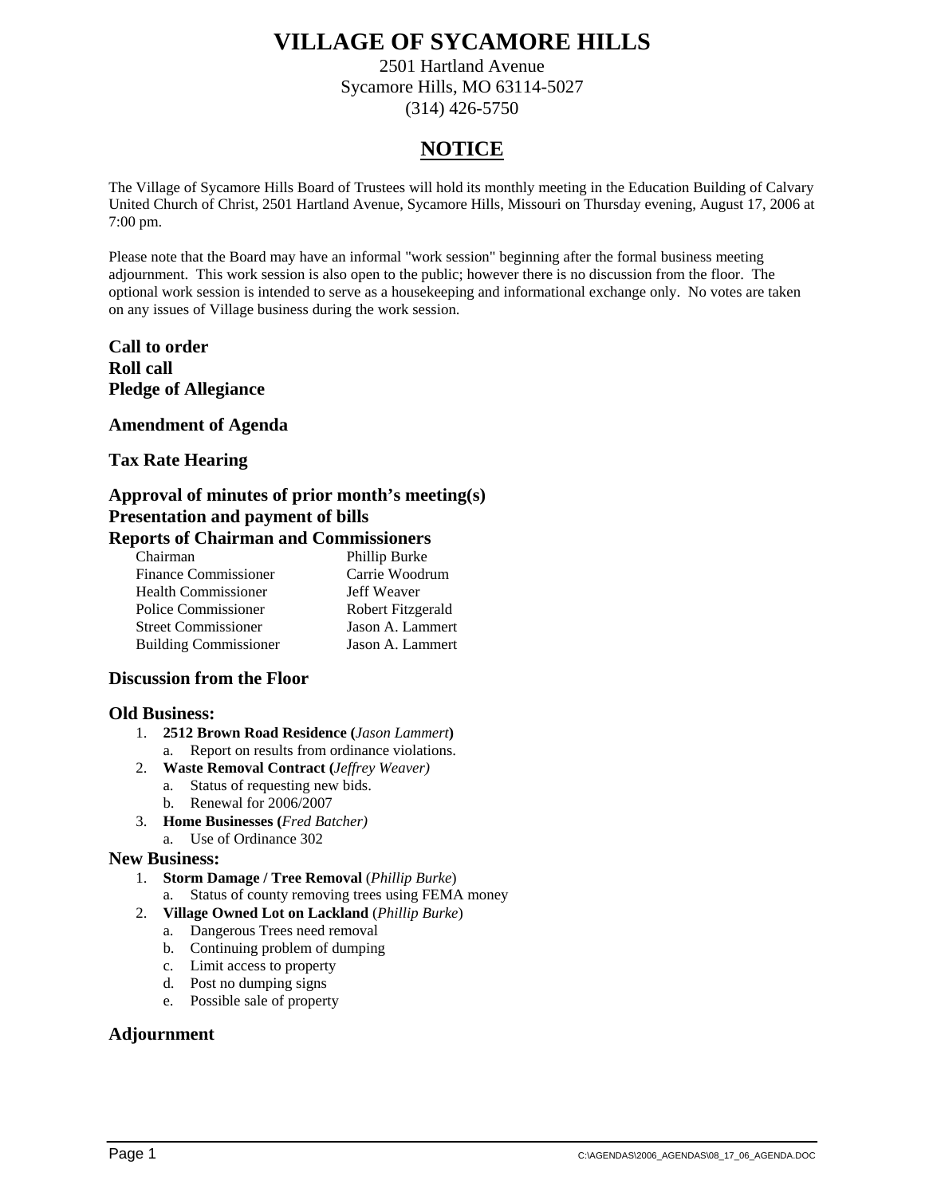# VILLAGE OF SYCAMORE HILLS

2501 Hartland Avenue
Sycamore Hills, MO 63114-5027
(314) 426-5750

## NOTICE

The Village of Sycamore Hills Board of Trustees will hold its monthly meeting in the Education Building of Calvary United Church of Christ, 2501 Hartland Avenue, Sycamore Hills, Missouri on Thursday evening, August 17, 2006 at 7:00 pm.

Please note that the Board may have an informal "work session" beginning after the formal business meeting adjournment. This work session is also open to the public; however there is no discussion from the floor. The optional work session is intended to serve as a housekeeping and informational exchange only. No votes are taken on any issues of Village business during the work session.

**Call to order**
**Roll call**
**Pledge of Allegiance**

**Amendment of Agenda**

**Tax Rate Hearing**

**Approval of minutes of prior month's meeting(s)**
**Presentation and payment of bills**
**Reports of Chairman and Commissioners**

| | |
|---|---|
| Chairman | Phillip Burke |
| Finance Commissioner | Carrie Woodrum |
| Health Commissioner | Jeff Weaver |
| Police Commissioner | Robert Fitzgerald |
| Street Commissioner | Jason A. Lammert |
| Building Commissioner | Jason A. Lammert |

**Discussion from the Floor**

**Old Business:**

1. **2512 Brown Road Residence (***Jason Lammert***)**
   a. Report on results from ordinance violations.
2. **Waste Removal Contract (***Jeffrey Weaver)*
   a. Status of requesting new bids.
   b. Renewal for 2006/2007
3. **Home Businesses (***Fred Batcher)*
   a. Use of Ordinance 302

**New Business:**

1. **Storm Damage / Tree Removal** (*Phillip Burke*)
   a. Status of county removing trees using FEMA money
2. **Village Owned Lot on Lackland** (*Phillip Burke*)
   a. Dangerous Trees need removal
   b. Continuing problem of dumping
   c. Limit access to property
   d. Post no dumping signs
   e. Possible sale of property

**Adjournment**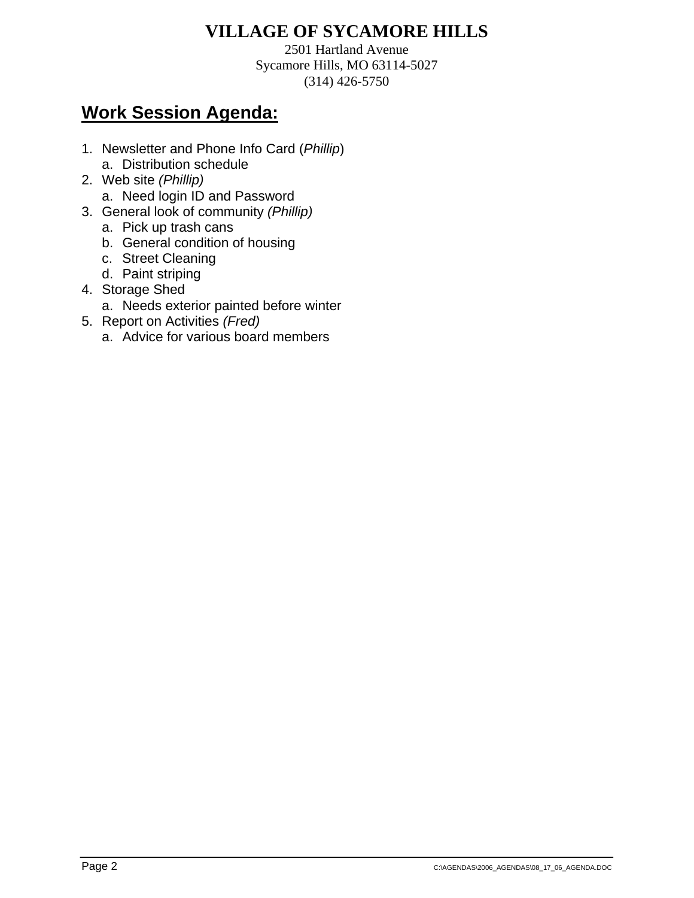# VILLAGE OF SYCAMORE HILLS

2501 Hartland Avenue
Sycamore Hills, MO 63114-5027
(314) 426-5750

## Work Session Agenda:

1. Newsletter and Phone Info Card (*Phillip*)
   a. Distribution schedule
2. Web site *(Phillip)*
   a. Need login ID and Password
3. General look of community *(Phillip)*
   a. Pick up trash cans
   b. General condition of housing
   c. Street Cleaning
   d. Paint striping
4. Storage Shed
   a. Needs exterior painted before winter
5. Report on Activities *(Fred)*
   a. Advice for various board members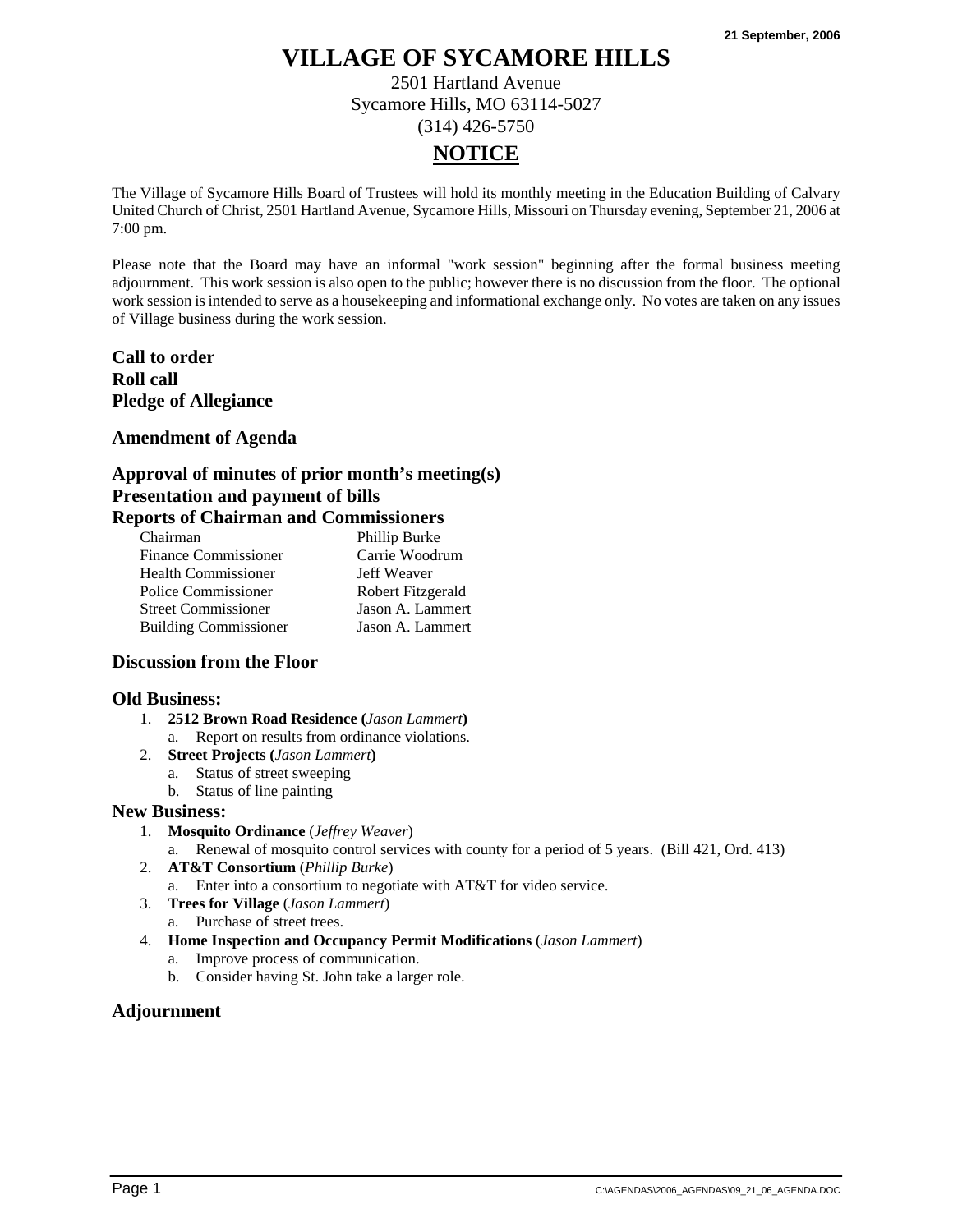21 September, 2006

# VILLAGE OF SYCAMORE HILLS

2501 Hartland Avenue
Sycamore Hills, MO 63114-5027
(314) 426-5750

## NOTICE

The Village of Sycamore Hills Board of Trustees will hold its monthly meeting in the Education Building of Calvary United Church of Christ, 2501 Hartland Avenue, Sycamore Hills, Missouri on Thursday evening, September 21, 2006 at 7:00 pm.

Please note that the Board may have an informal "work session" beginning after the formal business meeting adjournment. This work session is also open to the public; however there is no discussion from the floor. The optional work session is intended to serve as a housekeeping and informational exchange only. No votes are taken on any issues of Village business during the work session.

**Call to order**
**Roll call**
**Pledge of Allegiance**

**Amendment of Agenda**

**Approval of minutes of prior month's meeting(s)**
**Presentation and payment of bills**
**Reports of Chairman and Commissioners**

| | |
|---|---|
| Chairman | Phillip Burke |
| Finance Commissioner | Carrie Woodrum |
| Health Commissioner | Jeff Weaver |
| Police Commissioner | Robert Fitzgerald |
| Street Commissioner | Jason A. Lammert |
| Building Commissioner | Jason A. Lammert |

**Discussion from the Floor**

**Old Business:**

1. **2512 Brown Road Residence (***Jason Lammert***)**
   a. Report on results from ordinance violations.
2. **Street Projects (***Jason Lammert***)**
   a. Status of street sweeping
   b. Status of line painting

**New Business:**

1. **Mosquito Ordinance** (*Jeffrey Weaver*)
   a. Renewal of mosquito control services with county for a period of 5 years. (Bill 421, Ord. 413)
2. **AT&T Consortium** (*Phillip Burke*)
   a. Enter into a consortium to negotiate with AT&T for video service.
3. **Trees for Village** (*Jason Lammert*)
   a. Purchase of street trees.
4. **Home Inspection and Occupancy Permit Modifications** (*Jason Lammert*)
   a. Improve process of communication.
   b. Consider having St. John take a larger role.

**Adjournment**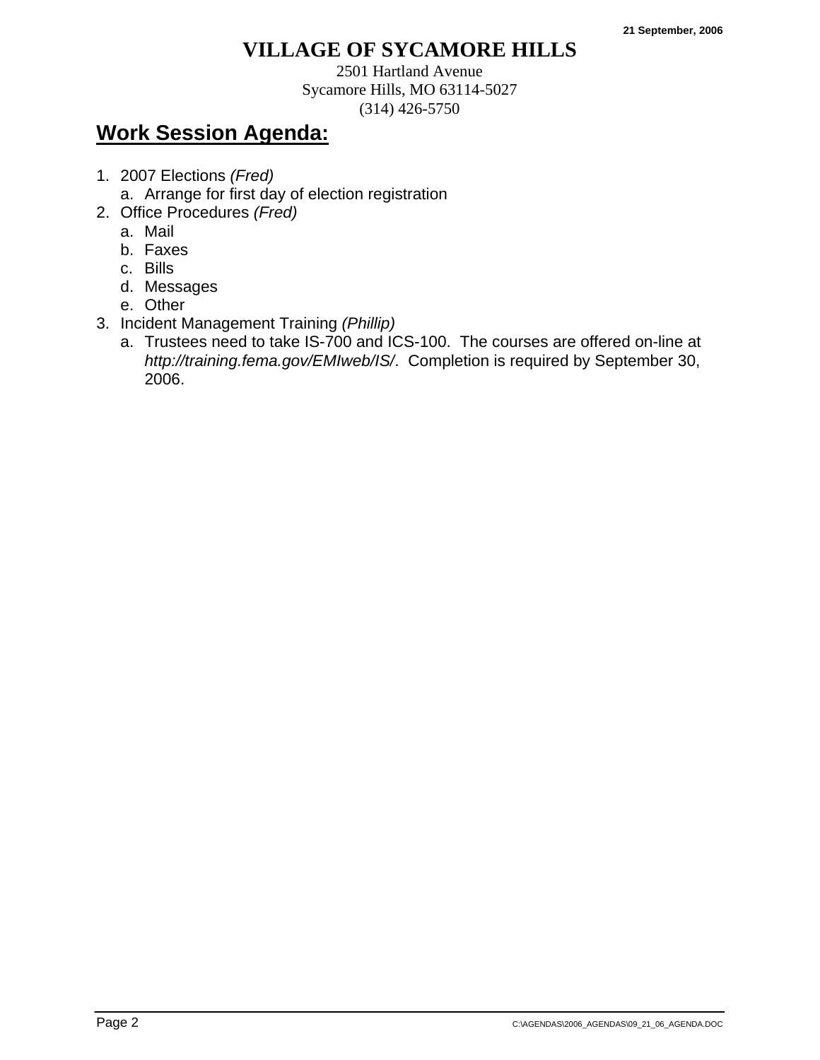21 September, 2006

# VILLAGE OF SYCAMORE HILLS

2501 Hartland Avenue
Sycamore Hills, MO 63114-5027
(314) 426-5750

## Work Session Agenda:

1. 2007 Elections *(Fred)*
   a. Arrange for first day of election registration
2. Office Procedures *(Fred)*
   a. Mail
   b. Faxes
   c. Bills
   d. Messages
   e. Other
3. Incident Management Training *(Phillip)*
   a. Trustees need to take IS-700 and ICS-100. The courses are offered on-line at *http://training.fema.gov/EMIweb/IS/*. Completion is required by September 30, 2006.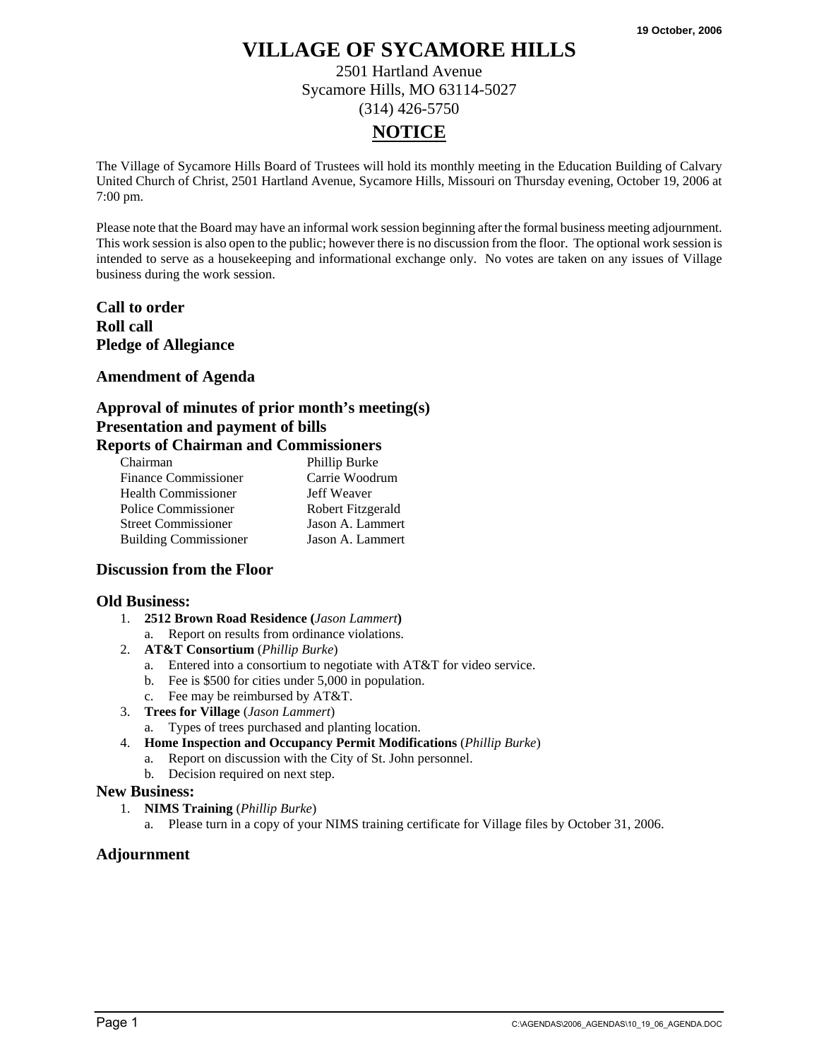19 October, 2006

# VILLAGE OF SYCAMORE HILLS

2501 Hartland Avenue
Sycamore Hills, MO 63114-5027
(314) 426-5750

## NOTICE

The Village of Sycamore Hills Board of Trustees will hold its monthly meeting in the Education Building of Calvary United Church of Christ, 2501 Hartland Avenue, Sycamore Hills, Missouri on Thursday evening, October 19, 2006 at 7:00 pm.

Please note that the Board may have an informal work session beginning after the formal business meeting adjournment. This work session is also open to the public; however there is no discussion from the floor. The optional work session is intended to serve as a housekeeping and informational exchange only. No votes are taken on any issues of Village business during the work session.

**Call to order**
**Roll call**
**Pledge of Allegiance**

**Amendment of Agenda**

**Approval of minutes of prior month's meeting(s)**
**Presentation and payment of bills**
**Reports of Chairman and Commissioners**

| | |
|---|---|
| Chairman | Phillip Burke |
| Finance Commissioner | Carrie Woodrum |
| Health Commissioner | Jeff Weaver |
| Police Commissioner | Robert Fitzgerald |
| Street Commissioner | Jason A. Lammert |
| Building Commissioner | Jason A. Lammert |

**Discussion from the Floor**

**Old Business:**

1. **2512 Brown Road Residence (***Jason Lammert***)**
   a. Report on results from ordinance violations.
2. **AT&T Consortium** (*Phillip Burke*)
   a. Entered into a consortium to negotiate with AT&T for video service.
   b. Fee is $500 for cities under 5,000 in population.
   c. Fee may be reimbursed by AT&T.
3. **Trees for Village** (*Jason Lammert*)
   a. Types of trees purchased and planting location.
4. **Home Inspection and Occupancy Permit Modifications** (*Phillip Burke*)
   a. Report on discussion with the City of St. John personnel.
   b. Decision required on next step.

**New Business:**

1. **NIMS Training** (*Phillip Burke*)
   a. Please turn in a copy of your NIMS training certificate for Village files by October 31, 2006.

**Adjournment**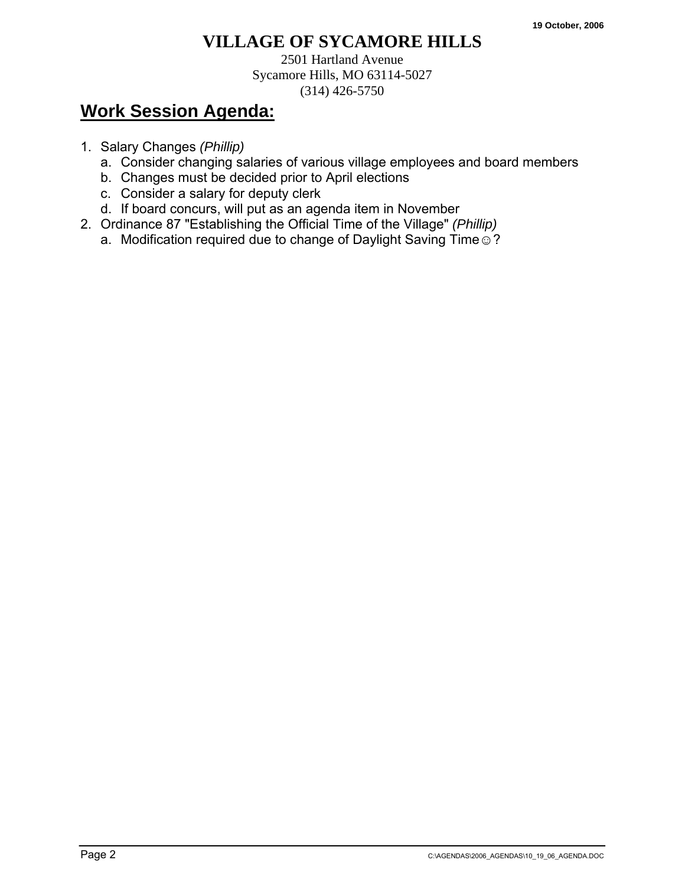19 October, 2006

# VILLAGE OF SYCAMORE HILLS

2501 Hartland Avenue
Sycamore Hills, MO 63114-5027
(314) 426-5750

## Work Session Agenda:

1. Salary Changes *(Phillip)*
   a. Consider changing salaries of various village employees and board members
   b. Changes must be decided prior to April elections
   c. Consider a salary for deputy clerk
   d. If board concurs, will put as an agenda item in November
2. Ordinance 87 "Establishing the Official Time of the Village" *(Phillip)*
   a. Modification required due to change of Daylight Saving Time☺?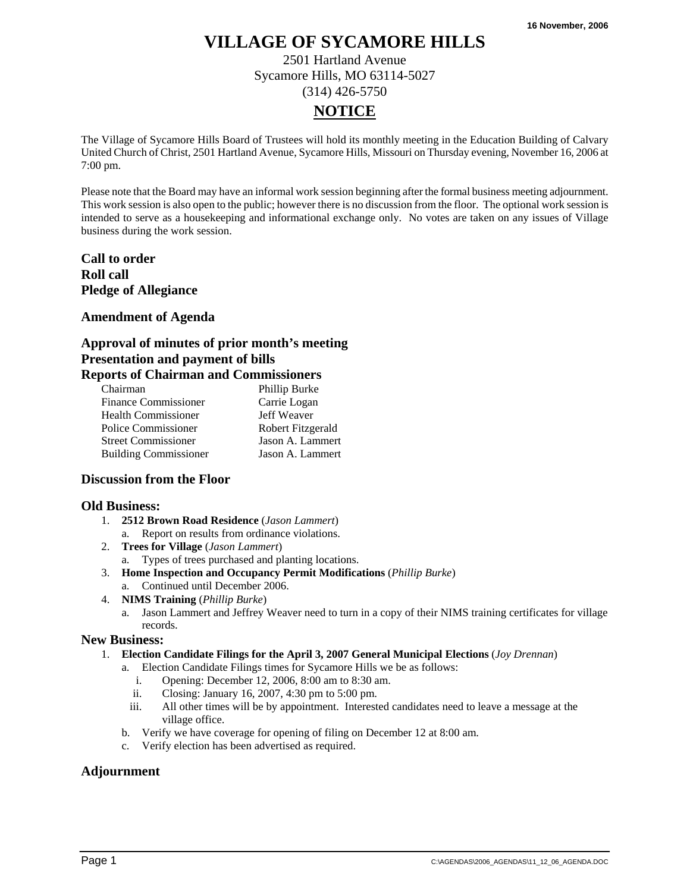16 November, 2006

# VILLAGE OF SYCAMORE HILLS

2501 Hartland Avenue
Sycamore Hills, MO 63114-5027
(314) 426-5750

## NOTICE

The Village of Sycamore Hills Board of Trustees will hold its monthly meeting in the Education Building of Calvary United Church of Christ, 2501 Hartland Avenue, Sycamore Hills, Missouri on Thursday evening, November 16, 2006 at 7:00 pm.

Please note that the Board may have an informal work session beginning after the formal business meeting adjournment. This work session is also open to the public; however there is no discussion from the floor. The optional work session is intended to serve as a housekeeping and informational exchange only. No votes are taken on any issues of Village business during the work session.

**Call to order**
**Roll call**
**Pledge of Allegiance**

**Amendment of Agenda**

**Approval of minutes of prior month's meeting**
**Presentation and payment of bills**
**Reports of Chairman and Commissioners**

| | |
|---|---|
| Chairman | Phillip Burke |
| Finance Commissioner | Carrie Logan |
| Health Commissioner | Jeff Weaver |
| Police Commissioner | Robert Fitzgerald |
| Street Commissioner | Jason A. Lammert |
| Building Commissioner | Jason A. Lammert |

**Discussion from the Floor**

**Old Business:**

1. **2512 Brown Road Residence** (*Jason Lammert*)
   a. Report on results from ordinance violations.
2. **Trees for Village** (*Jason Lammert*)
   a. Types of trees purchased and planting locations.
3. **Home Inspection and Occupancy Permit Modifications** (*Phillip Burke*)
   a. Continued until December 2006.
4. **NIMS Training** (*Phillip Burke*)
   a. Jason Lammert and Jeffrey Weaver need to turn in a copy of their NIMS training certificates for village records.

**New Business:**

1. **Election Candidate Filings for the April 3, 2007 General Municipal Elections** (*Joy Drennan*)
   a. Election Candidate Filings times for Sycamore Hills we be as follows:
      i. Opening: December 12, 2006, 8:00 am to 8:30 am.
      ii. Closing: January 16, 2007, 4:30 pm to 5:00 pm.
      iii. All other times will be by appointment. Interested candidates need to leave a message at the village office.
   b. Verify we have coverage for opening of filing on December 12 at 8:00 am.
   c. Verify election has been advertised as required.

**Adjournment**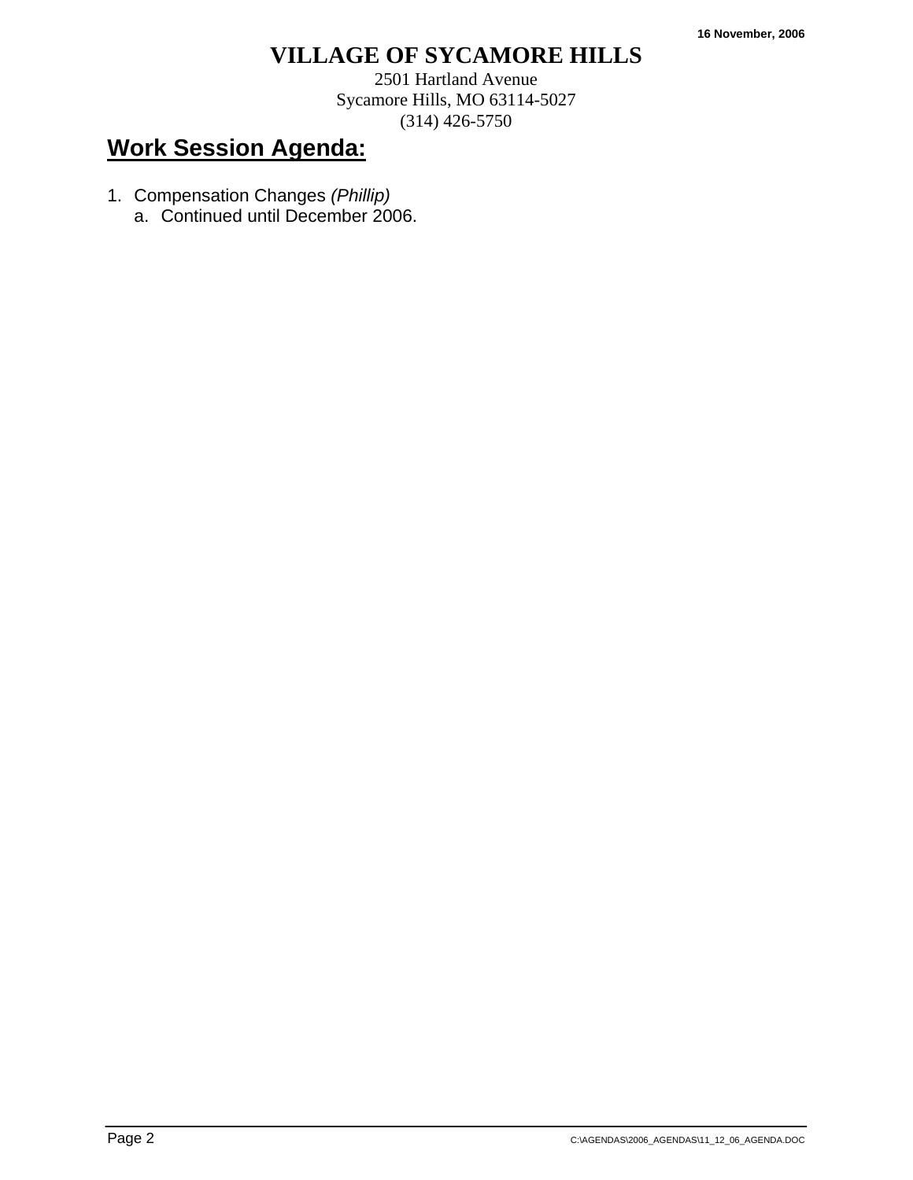16 November, 2006

# VILLAGE OF SYCAMORE HILLS

2501 Hartland Avenue
Sycamore Hills, MO 63114-5027
(314) 426-5750

## Work Session Agenda:

1. Compensation Changes *(Phillip)*
   a. Continued until December 2006.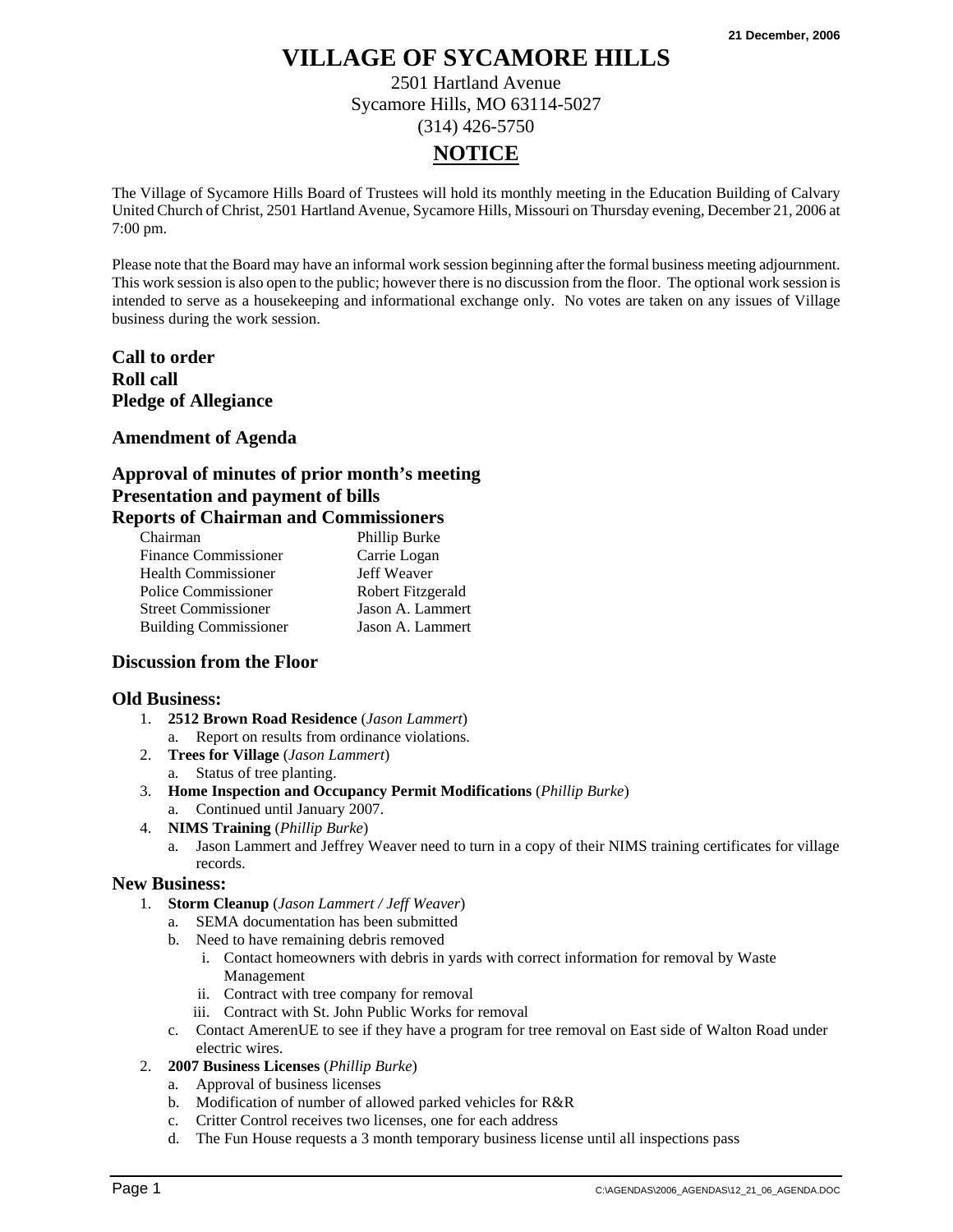21 December, 2006

# VILLAGE OF SYCAMORE HILLS

2501 Hartland Avenue
Sycamore Hills, MO 63114-5027
(314) 426-5750

## NOTICE

The Village of Sycamore Hills Board of Trustees will hold its monthly meeting in the Education Building of Calvary United Church of Christ, 2501 Hartland Avenue, Sycamore Hills, Missouri on Thursday evening, December 21, 2006 at 7:00 pm.

Please note that the Board may have an informal work session beginning after the formal business meeting adjournment. This work session is also open to the public; however there is no discussion from the floor. The optional work session is intended to serve as a housekeeping and informational exchange only. No votes are taken on any issues of Village business during the work session.

**Call to order**
**Roll call**
**Pledge of Allegiance**

**Amendment of Agenda**

**Approval of minutes of prior month's meeting**
**Presentation and payment of bills**
**Reports of Chairman and Commissioners**

| | |
|---|---|
| Chairman | Phillip Burke |
| Finance Commissioner | Carrie Logan |
| Health Commissioner | Jeff Weaver |
| Police Commissioner | Robert Fitzgerald |
| Street Commissioner | Jason A. Lammert |
| Building Commissioner | Jason A. Lammert |

### Discussion from the Floor

### Old Business:

1. **2512 Brown Road Residence** (*Jason Lammert*)
   a. Report on results from ordinance violations.
2. **Trees for Village** (*Jason Lammert*)
   a. Status of tree planting.
3. **Home Inspection and Occupancy Permit Modifications** (*Phillip Burke*)
   a. Continued until January 2007.
4. **NIMS Training** (*Phillip Burke*)
   a. Jason Lammert and Jeffrey Weaver need to turn in a copy of their NIMS training certificates for village records.

### New Business:

1. **Storm Cleanup** (*Jason Lammert / Jeff Weaver*)
   a. SEMA documentation has been submitted
   b. Need to have remaining debris removed
      i. Contact homeowners with debris in yards with correct information for removal by Waste Management
      ii. Contract with tree company for removal
      iii. Contract with St. John Public Works for removal
   c. Contact AmerenUE to see if they have a program for tree removal on East side of Walton Road under electric wires.
2. **2007 Business Licenses** (*Phillip Burke*)
   a. Approval of business licenses
   b. Modification of number of allowed parked vehicles for R&R
   c. Critter Control receives two licenses, one for each address
   d. The Fun House requests a 3 month temporary business license until all inspections pass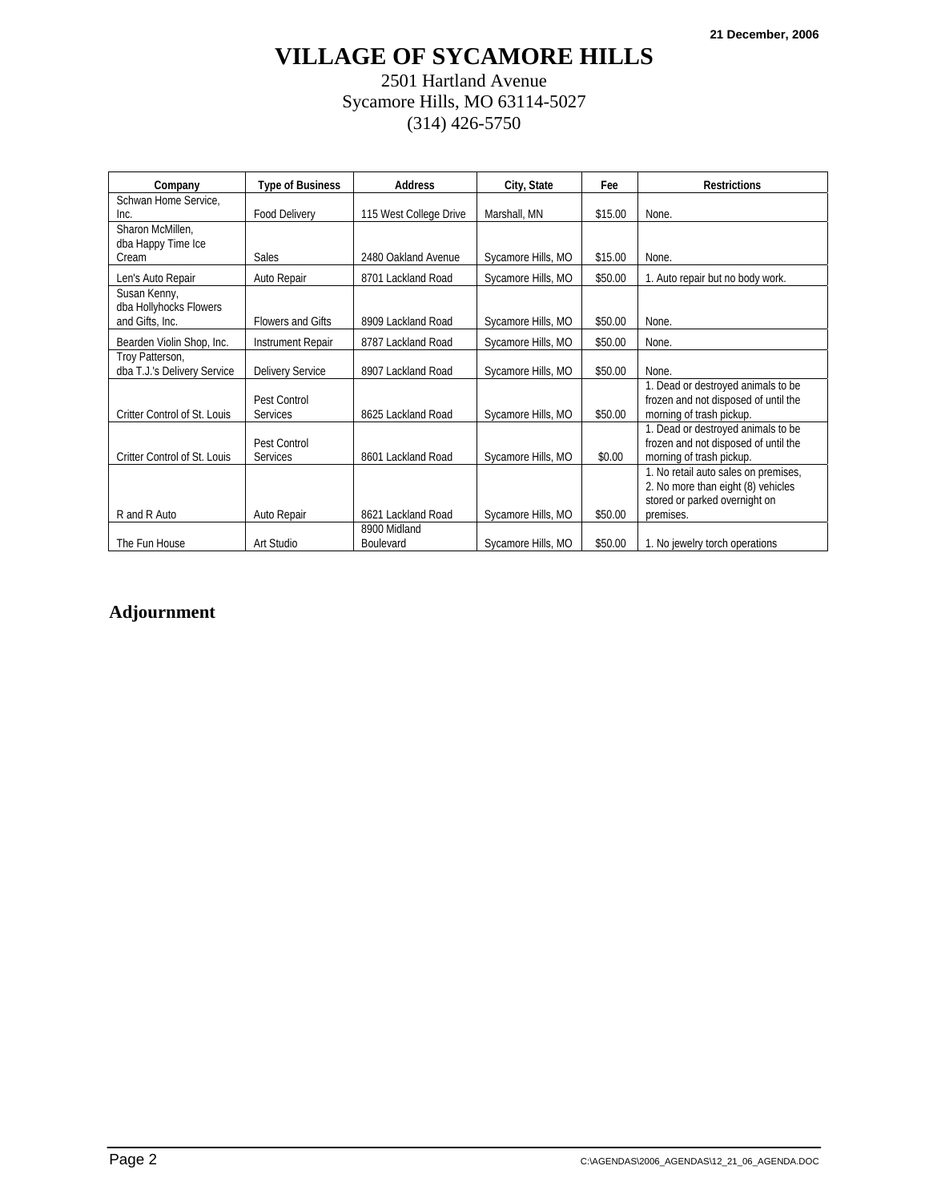# VILLAGE OF SYCAMORE HILLS

2501 Hartland Avenue
Sycamore Hills, MO 63114-5027
(314) 426-5750

| Company | Type of Business | Address | City, State | Fee | Restrictions |
|---|---|---|---|---|---|
| Schwan Home Service, Inc. | Food Delivery | 115 West College Drive | Marshall, MN | $15.00 | None. |
| Sharon McMillen, dba Happy Time Ice Cream | Sales | 2480 Oakland Avenue | Sycamore Hills, MO | $15.00 | None. |
| Len's Auto Repair | Auto Repair | 8701 Lackland Road | Sycamore Hills, MO | $50.00 | 1. Auto repair but no body work. |
| Susan Kenny, dba Hollyhocks Flowers and Gifts, Inc. | Flowers and Gifts | 8909 Lackland Road | Sycamore Hills, MO | $50.00 | None. |
| Bearden Violin Shop, Inc. | Instrument Repair | 8787 Lackland Road | Sycamore Hills, MO | $50.00 | None. |
| Troy Patterson, dba T.J.'s Delivery Service | Delivery Service | 8907 Lackland Road | Sycamore Hills, MO | $50.00 | None. |
| Critter Control of St. Louis | Pest Control Services | 8625 Lackland Road | Sycamore Hills, MO | $50.00 | 1. Dead or destroyed animals to be frozen and not disposed of until the morning of trash pickup. |
| Critter Control of St. Louis | Pest Control Services | 8601 Lackland Road | Sycamore Hills, MO | $0.00 | 1. Dead or destroyed animals to be frozen and not disposed of until the morning of trash pickup. |
| R and R Auto | Auto Repair | 8621 Lackland Road | Sycamore Hills, MO | $50.00 | 1. No retail auto sales on premises, 2. No more than eight (8) vehicles stored or parked overnight on premises. |
| The Fun House | Art Studio | 8900 Midland Boulevard | Sycamore Hills, MO | $50.00 | 1. No jewelry torch operations |

## Adjournment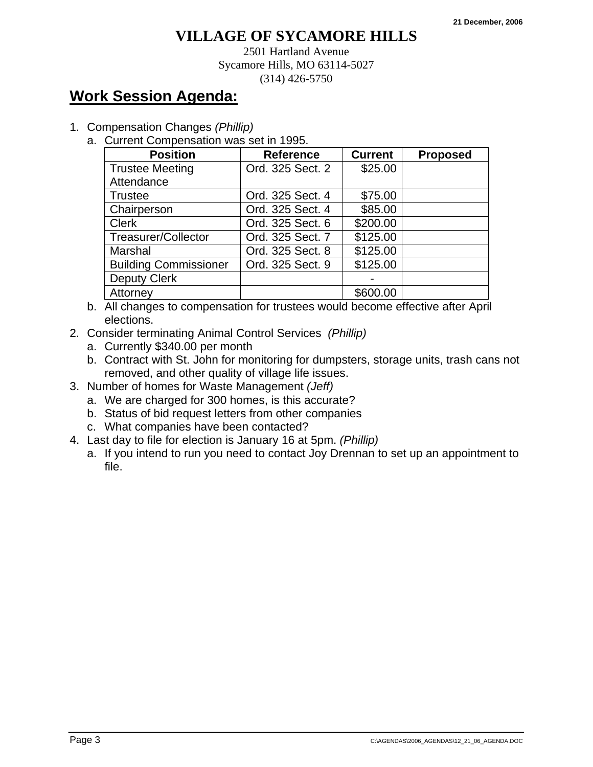21 December, 2006

# VILLAGE OF SYCAMORE HILLS

2501 Hartland Avenue
Sycamore Hills, MO 63114-5027
(314) 426-5750

## Work Session Agenda:

1. Compensation Changes *(Phillip)*
   a. Current Compensation was set in 1995.

| Position | Reference | Current | Proposed |
|---|---|---|---|
| Trustee Meeting Attendance | Ord. 325 Sect. 2 | $25.00 | |
| Trustee | Ord. 325 Sect. 4 | $75.00 | |
| Chairperson | Ord. 325 Sect. 4 | $85.00 | |
| Clerk | Ord. 325 Sect. 6 | $200.00 | |
| Treasurer/Collector | Ord. 325 Sect. 7 | $125.00 | |
| Marshal | Ord. 325 Sect. 8 | $125.00 | |
| Building Commissioner | Ord. 325 Sect. 9 | $125.00 | |
| Deputy Clerk | | - | |
| Attorney | | $600.00 | |

   b. All changes to compensation for trustees would become effective after April elections.
2. Consider terminating Animal Control Services *(Phillip)*
   a. Currently $340.00 per month
   b. Contract with St. John for monitoring for dumpsters, storage units, trash cans not removed, and other quality of village life issues.
3. Number of homes for Waste Management *(Jeff)*
   a. We are charged for 300 homes, is this accurate?
   b. Status of bid request letters from other companies
   c. What companies have been contacted?
4. Last day to file for election is January 16 at 5pm. *(Phillip)*
   a. If you intend to run you need to contact Joy Drennan to set up an appointment to file.